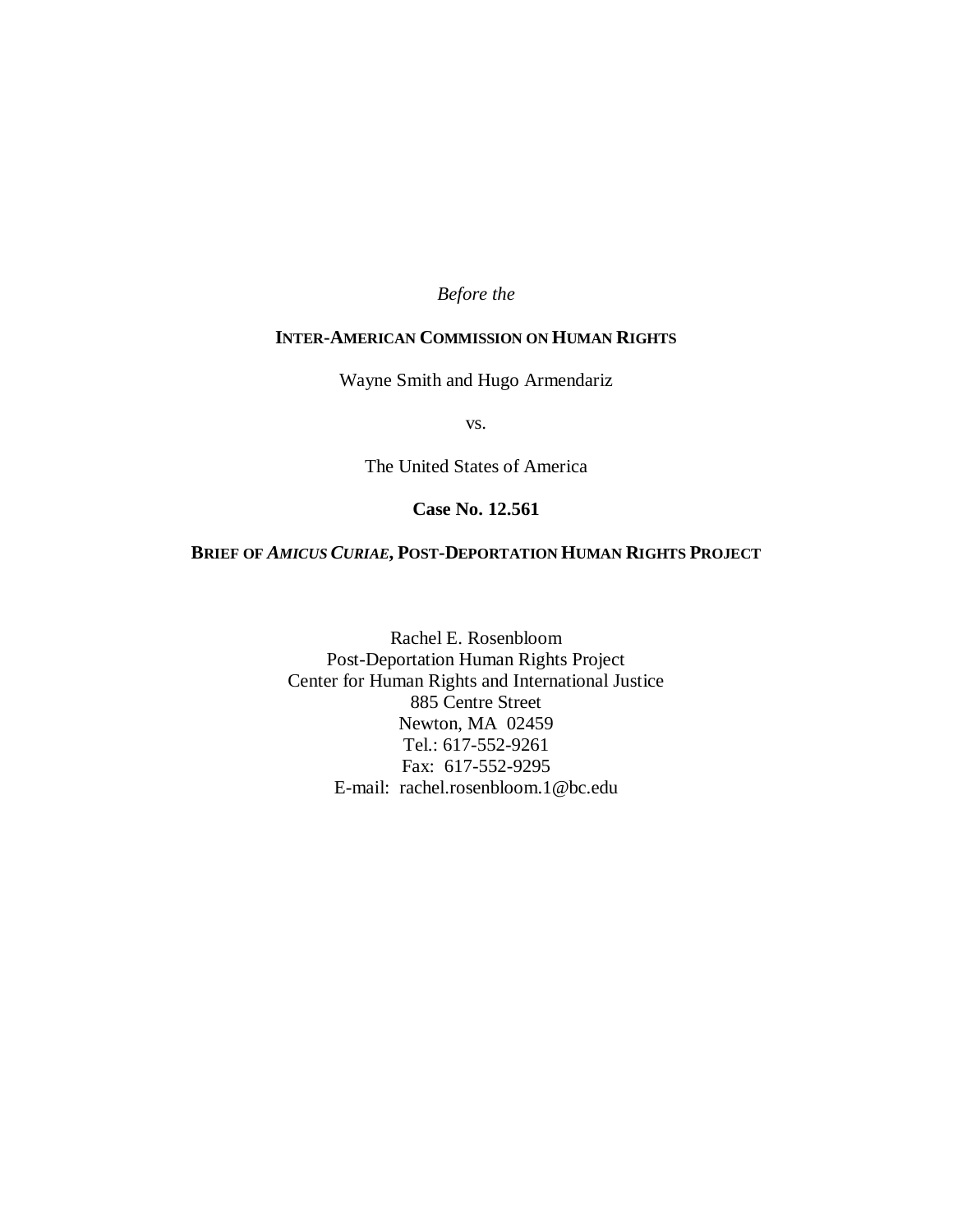*Before the*

**INTER-AMERICAN COMMISSION ON HUMAN RIGHTS**

Wayne Smith and Hugo Armendariz

vs.

The United States of America

**Case No. 12.561**

**BRIEF OF *AMICUS CURIAE*, POST-DEPORTATION HUMAN RIGHTS PROJECT**

Rachel E. Rosenbloom
Post-Deportation Human Rights Project
Center for Human Rights and International Justice
885 Centre Street
Newton, MA 02459
Tel.: 617-552-9261
Fax: 617-552-9295
E-mail: rachel.rosenbloom.1@bc.edu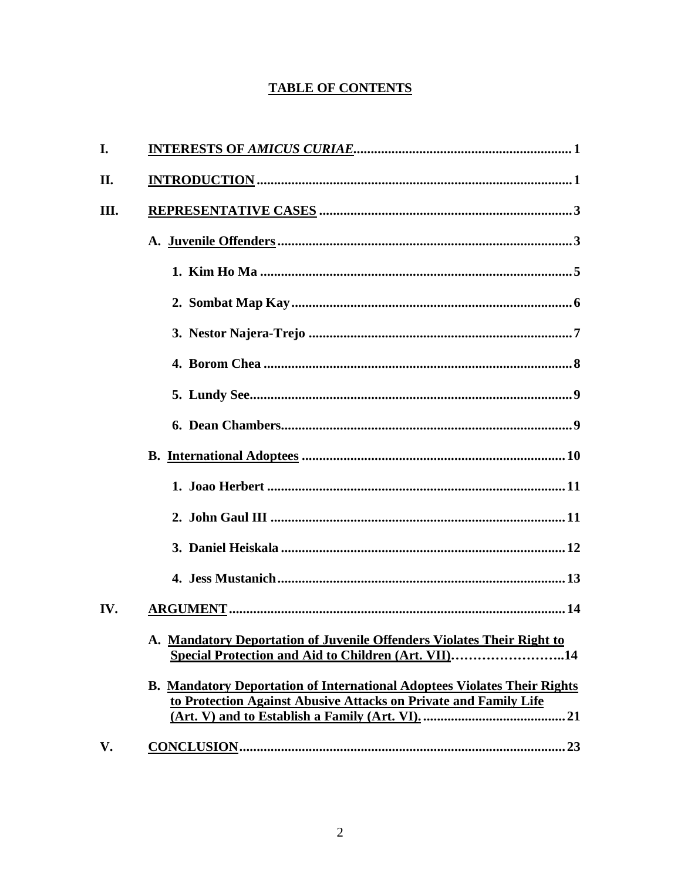# TABLE OF CONTENTS

I. **INTERESTS OF *AMICUS CURIAE*** .............................................................. 1

II. **INTRODUCTION** ........................................................................................ 1

III. **REPRESENTATIVE CASES** ...................................................................... 3

- A. **Juvenile Offenders** .................................................................................. 3
  - 1. **Kim Ho Ma** ........................................................................................ 5
  - 2. **Sombat Map Kay** ............................................................................... 6
  - 3. **Nestor Najera-Trejo** .......................................................................... 7
  - 4. **Borom Chea** ....................................................................................... 8
  - 5. **Lundy See** ........................................................................................... 9
  - 6. **Dean Chambers** .................................................................................. 9
- B. **International Adoptees** .......................................................................... 10
  - 1. **Joao Herbert** ...................................................................................... 11
  - 2. **John Gaul III** ..................................................................................... 11
  - 3. **Daniel Heiskala** .................................................................................. 12
  - 4. **Jess Mustanich** ................................................................................... 13

IV. **ARGUMENT** ................................................................................................ 14

- A. **Mandatory Deportation of Juvenile Offenders Violates Their Right to Special Protection and Aid to Children (Art. VII)** ........................... 14
- B. **Mandatory Deportation of International Adoptees Violates Their Rights to Protection Against Abusive Attacks on Private and Family Life (Art. V) and to Establish a Family (Art. VI).** ......................................... 21

V. **CONCLUSION** ............................................................................................. 23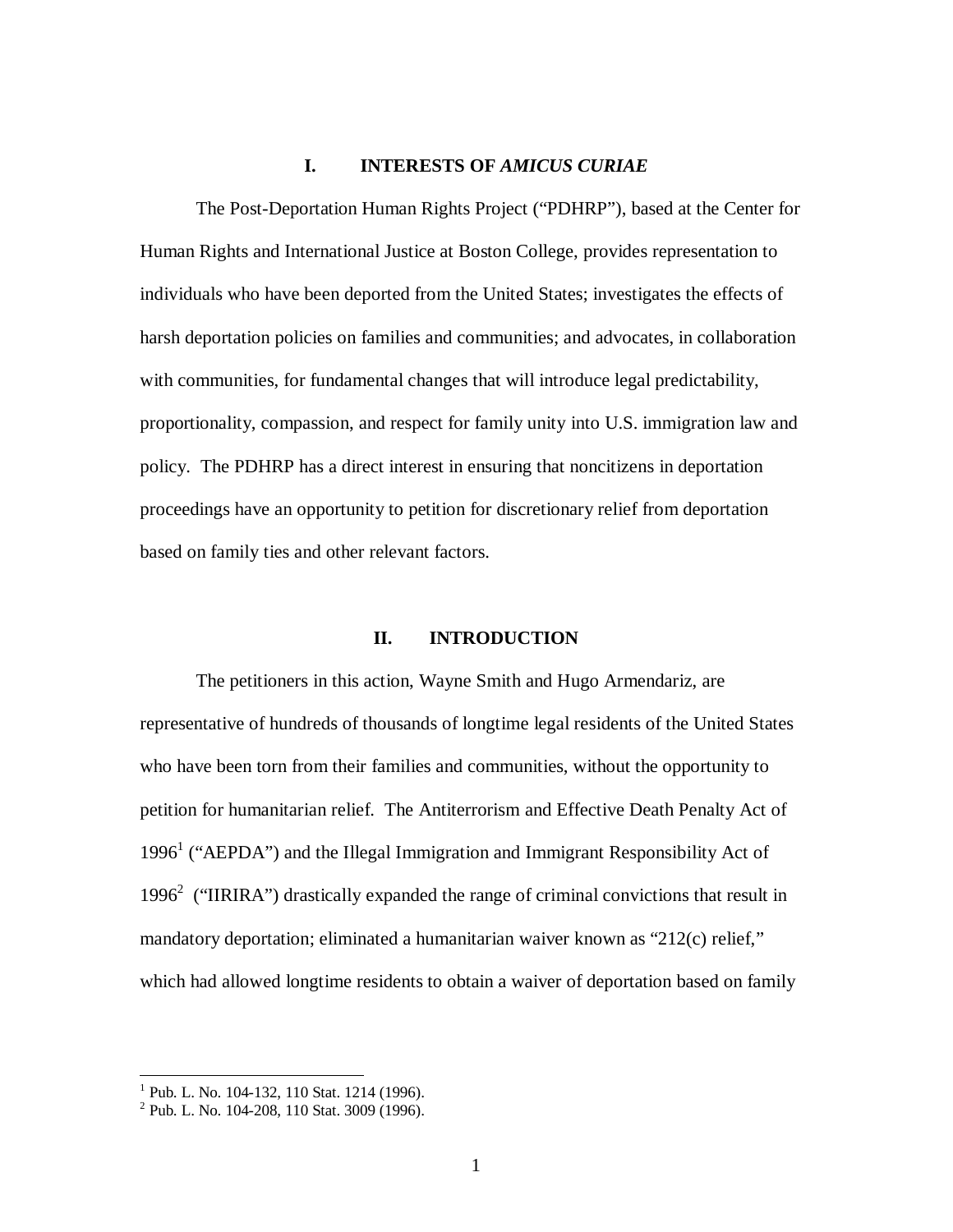## I. INTERESTS OF *AMICUS CURIAE*

The Post-Deportation Human Rights Project ("PDHRP"), based at the Center for Human Rights and International Justice at Boston College, provides representation to individuals who have been deported from the United States; investigates the effects of harsh deportation policies on families and communities; and advocates, in collaboration with communities, for fundamental changes that will introduce legal predictability, proportionality, compassion, and respect for family unity into U.S. immigration law and policy. The PDHRP has a direct interest in ensuring that noncitizens in deportation proceedings have an opportunity to petition for discretionary relief from deportation based on family ties and other relevant factors.

## II. INTRODUCTION

The petitioners in this action, Wayne Smith and Hugo Armendariz, are representative of hundreds of thousands of longtime legal residents of the United States who have been torn from their families and communities, without the opportunity to petition for humanitarian relief. The Antiterrorism and Effective Death Penalty Act of 1996[1] ("AEPDA") and the Illegal Immigration and Immigrant Responsibility Act of 1996[2] ("IIRIRA") drastically expanded the range of criminal convictions that result in mandatory deportation; eliminated a humanitarian waiver known as "212(c) relief," which had allowed longtime residents to obtain a waiver of deportation based on family

[1] Pub. L. No. 104-132, 110 Stat. 1214 (1996).

[2] Pub. L. No. 104-208, 110 Stat. 3009 (1996).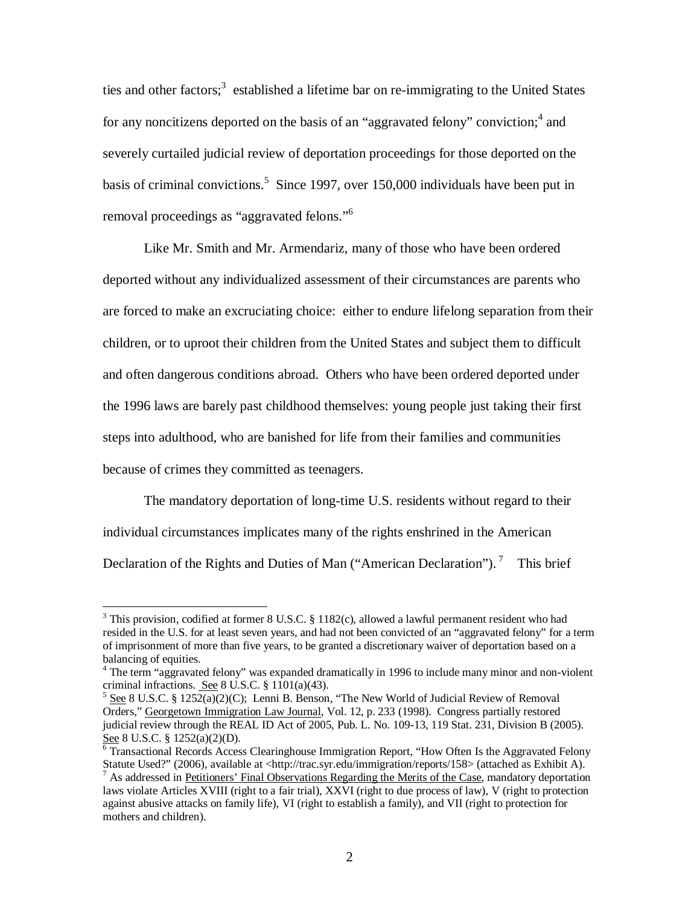ties and other factors;[3] established a lifetime bar on re-immigrating to the United States for any noncitizens deported on the basis of an "aggravated felony" conviction;[4] and severely curtailed judicial review of deportation proceedings for those deported on the basis of criminal convictions.[5] Since 1997, over 150,000 individuals have been put in removal proceedings as "aggravated felons."[6]

Like Mr. Smith and Mr. Armendariz, many of those who have been ordered deported without any individualized assessment of their circumstances are parents who are forced to make an excruciating choice: either to endure lifelong separation from their children, or to uproot their children from the United States and subject them to difficult and often dangerous conditions abroad. Others who have been ordered deported under the 1996 laws are barely past childhood themselves: young people just taking their first steps into adulthood, who are banished for life from their families and communities because of crimes they committed as teenagers.

The mandatory deportation of long-time U.S. residents without regard to their individual circumstances implicates many of the rights enshrined in the American Declaration of the Rights and Duties of Man ("American Declaration").[7] This brief

---

[3] This provision, codified at former 8 U.S.C. § 1182(c), allowed a lawful permanent resident who had resided in the U.S. for at least seven years, and had not been convicted of an "aggravated felony" for a term of imprisonment of more than five years, to be granted a discretionary waiver of deportation based on a balancing of equities.

[4] The term "aggravated felony" was expanded dramatically in 1996 to include many minor and non-violent criminal infractions. See 8 U.S.C. § 1101(a)(43).

[5] See 8 U.S.C. § 1252(a)(2)(C); Lenni B. Benson, "The New World of Judicial Review of Removal Orders," Georgetown Immigration Law Journal, Vol. 12, p. 233 (1998). Congress partially restored judicial review through the REAL ID Act of 2005, Pub. L. No. 109-13, 119 Stat. 231, Division B (2005). See 8 U.S.C. § 1252(a)(2)(D).

[6] Transactional Records Access Clearinghouse Immigration Report, "How Often Is the Aggravated Felony Statute Used?" (2006), available at <http://trac.syr.edu/immigration/reports/158> (attached as Exhibit A).

[7] As addressed in Petitioners' Final Observations Regarding the Merits of the Case, mandatory deportation laws violate Articles XVIII (right to a fair trial), XXVI (right to due process of law), V (right to protection against abusive attacks on family life), VI (right to establish a family), and VII (right to protection for mothers and children).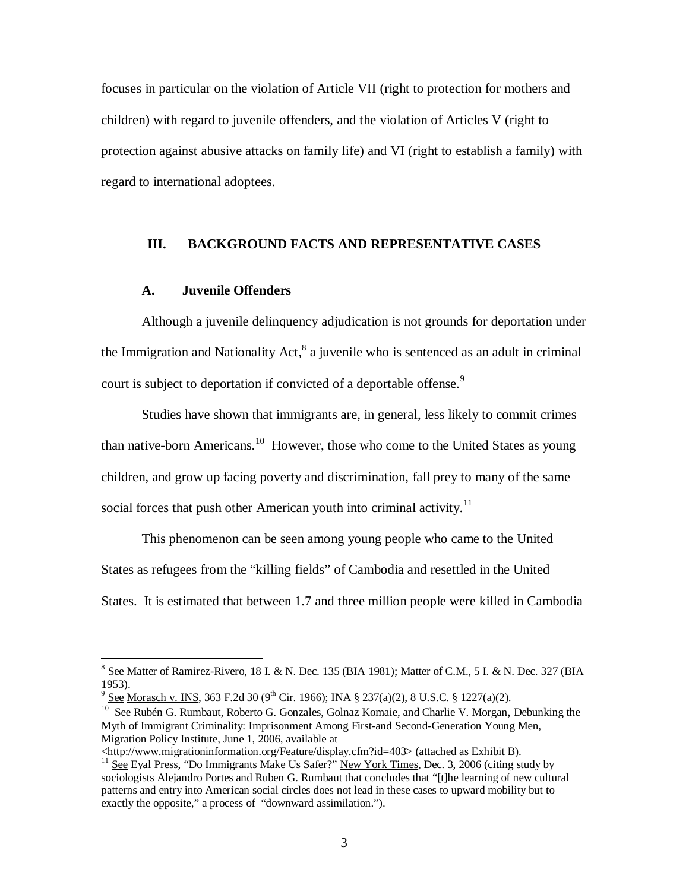focuses in particular on the violation of Article VII (right to protection for mothers and children) with regard to juvenile offenders, and the violation of Articles V (right to protection against abusive attacks on family life) and VI (right to establish a family) with regard to international adoptees.

## III. BACKGROUND FACTS AND REPRESENTATIVE CASES

### A. Juvenile Offenders

Although a juvenile delinquency adjudication is not grounds for deportation under the Immigration and Nationality Act,[8] a juvenile who is sentenced as an adult in criminal court is subject to deportation if convicted of a deportable offense.[9]

Studies have shown that immigrants are, in general, less likely to commit crimes than native-born Americans.[10] However, those who come to the United States as young children, and grow up facing poverty and discrimination, fall prey to many of the same social forces that push other American youth into criminal activity.[11]

This phenomenon can be seen among young people who came to the United States as refugees from the "killing fields" of Cambodia and resettled in the United States. It is estimated that between 1.7 and three million people were killed in Cambodia

---

[8] See Matter of Ramirez-Rivero, 18 I. & N. Dec. 135 (BIA 1981); Matter of C.M., 5 I. & N. Dec. 327 (BIA 1953).

[9] See Morasch v. INS, 363 F.2d 30 (9th Cir. 1966); INA § 237(a)(2), 8 U.S.C. § 1227(a)(2).

[10] See Rubén G. Rumbaut, Roberto G. Gonzales, Golnaz Komaie, and Charlie V. Morgan, Debunking the Myth of Immigrant Criminality: Imprisonment Among First-and Second-Generation Young Men, Migration Policy Institute, June 1, 2006, available at <http://www.migrationinformation.org/Feature/display.cfm?id=403> (attached as Exhibit B).

[11] See Eyal Press, "Do Immigrants Make Us Safer?" New York Times, Dec. 3, 2006 (citing study by sociologists Alejandro Portes and Ruben G. Rumbaut that concludes that "[t]he learning of new cultural patterns and entry into American social circles does not lead in these cases to upward mobility but to exactly the opposite," a process of "downward assimilation.").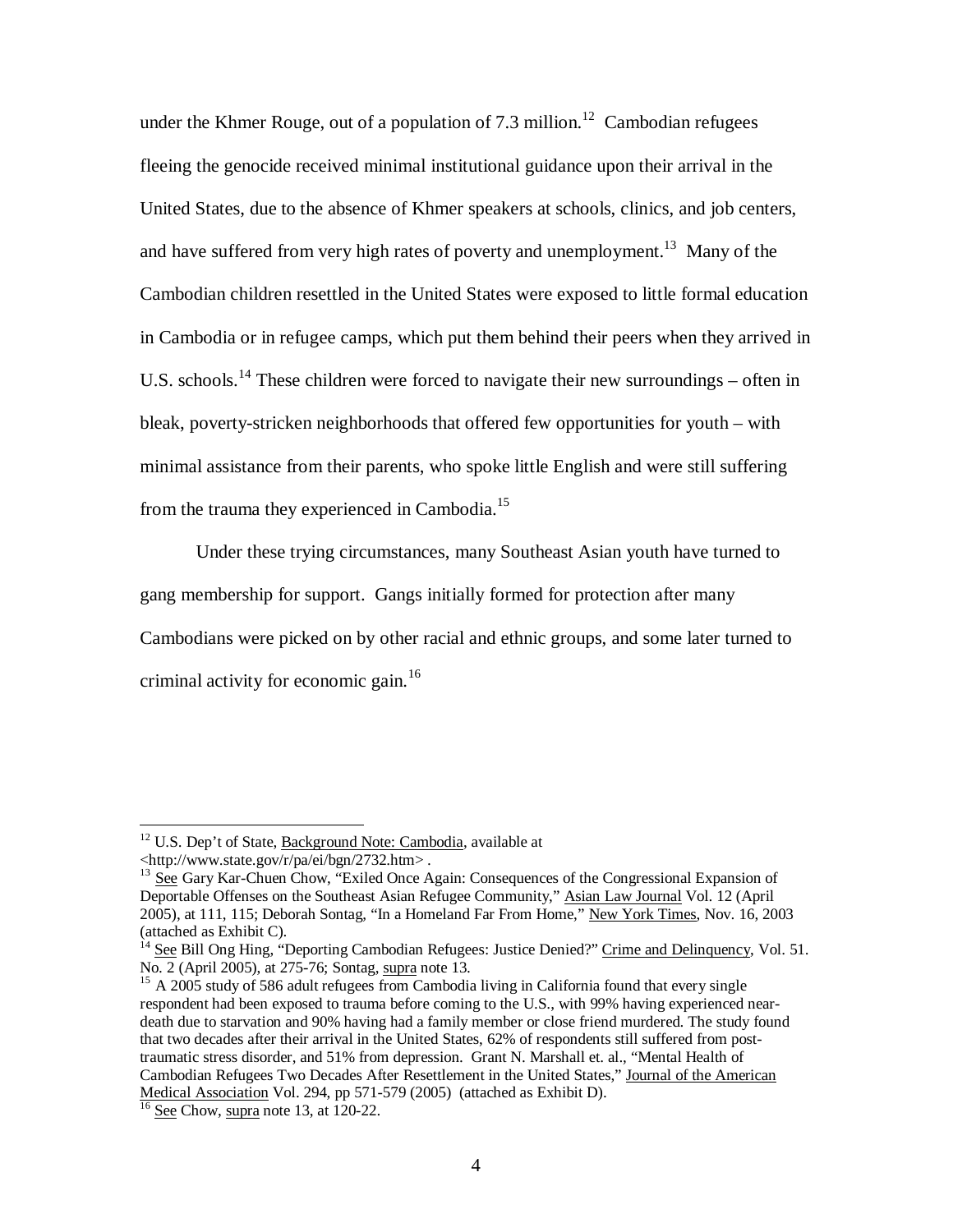under the Khmer Rouge, out of a population of 7.3 million.[12] Cambodian refugees fleeing the genocide received minimal institutional guidance upon their arrival in the United States, due to the absence of Khmer speakers at schools, clinics, and job centers, and have suffered from very high rates of poverty and unemployment.[13] Many of the Cambodian children resettled in the United States were exposed to little formal education in Cambodia or in refugee camps, which put them behind their peers when they arrived in U.S. schools.[14] These children were forced to navigate their new surroundings – often in bleak, poverty-stricken neighborhoods that offered few opportunities for youth – with minimal assistance from their parents, who spoke little English and were still suffering from the trauma they experienced in Cambodia.[15]

Under these trying circumstances, many Southeast Asian youth have turned to gang membership for support. Gangs initially formed for protection after many Cambodians were picked on by other racial and ethnic groups, and some later turned to criminal activity for economic gain.[16]

---

[12] U.S. Dep't of State, Background Note: Cambodia, available at <http://www.state.gov/r/pa/ei/bgn/2732.htm> .

[13] See Gary Kar-Chuen Chow, "Exiled Once Again: Consequences of the Congressional Expansion of Deportable Offenses on the Southeast Asian Refugee Community," Asian Law Journal Vol. 12 (April 2005), at 111, 115; Deborah Sontag, "In a Homeland Far From Home," New York Times, Nov. 16, 2003 (attached as Exhibit C).

[14] See Bill Ong Hing, "Deporting Cambodian Refugees: Justice Denied?" Crime and Delinquency, Vol. 51. No. 2 (April 2005), at 275-76; Sontag, supra note 13.

[15] A 2005 study of 586 adult refugees from Cambodia living in California found that every single respondent had been exposed to trauma before coming to the U.S., with 99% having experienced near-death due to starvation and 90% having had a family member or close friend murdered. The study found that two decades after their arrival in the United States, 62% of respondents still suffered from post-traumatic stress disorder, and 51% from depression. Grant N. Marshall et. al., "Mental Health of Cambodian Refugees Two Decades After Resettlement in the United States," Journal of the American Medical Association Vol. 294, pp 571-579 (2005) (attached as Exhibit D).

[16] See Chow, supra note 13, at 120-22.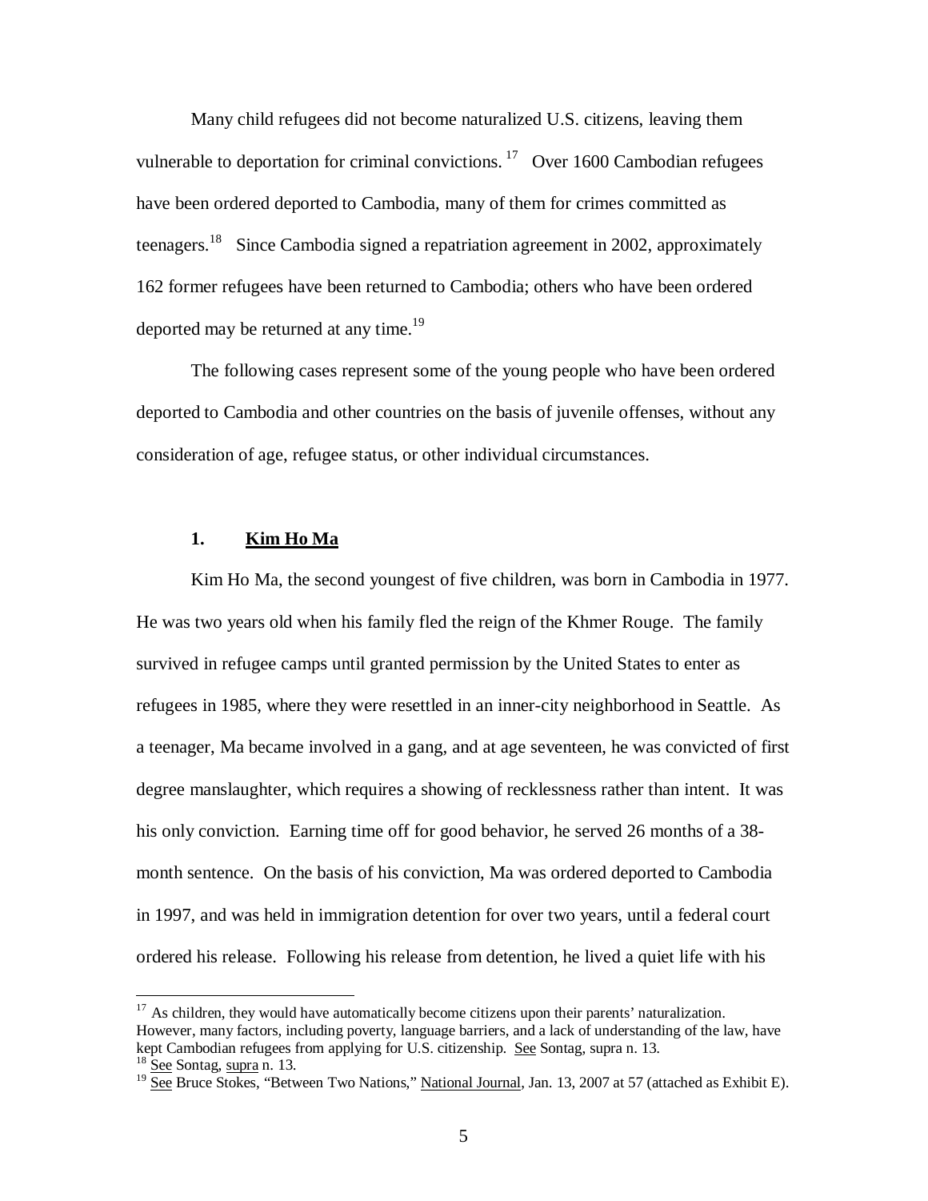Many child refugees did not become naturalized U.S. citizens, leaving them vulnerable to deportation for criminal convictions.[17] Over 1600 Cambodian refugees have been ordered deported to Cambodia, many of them for crimes committed as teenagers.[18] Since Cambodia signed a repatriation agreement in 2002, approximately 162 former refugees have been returned to Cambodia; others who have been ordered deported may be returned at any time.[19]

The following cases represent some of the young people who have been ordered deported to Cambodia and other countries on the basis of juvenile offenses, without any consideration of age, refugee status, or other individual circumstances.

### 1. Kim Ho Ma

Kim Ho Ma, the second youngest of five children, was born in Cambodia in 1977. He was two years old when his family fled the reign of the Khmer Rouge. The family survived in refugee camps until granted permission by the United States to enter as refugees in 1985, where they were resettled in an inner-city neighborhood in Seattle. As a teenager, Ma became involved in a gang, and at age seventeen, he was convicted of first degree manslaughter, which requires a showing of recklessness rather than intent. It was his only conviction. Earning time off for good behavior, he served 26 months of a 38-month sentence. On the basis of his conviction, Ma was ordered deported to Cambodia in 1997, and was held in immigration detention for over two years, until a federal court ordered his release. Following his release from detention, he lived a quiet life with his

---

[17] As children, they would have automatically become citizens upon their parents' naturalization. However, many factors, including poverty, language barriers, and a lack of understanding of the law, have kept Cambodian refugees from applying for U.S. citizenship. See Sontag, supra n. 13.

[18] See Sontag, supra n. 13.

[19] See Bruce Stokes, "Between Two Nations," National Journal, Jan. 13, 2007 at 57 (attached as Exhibit E).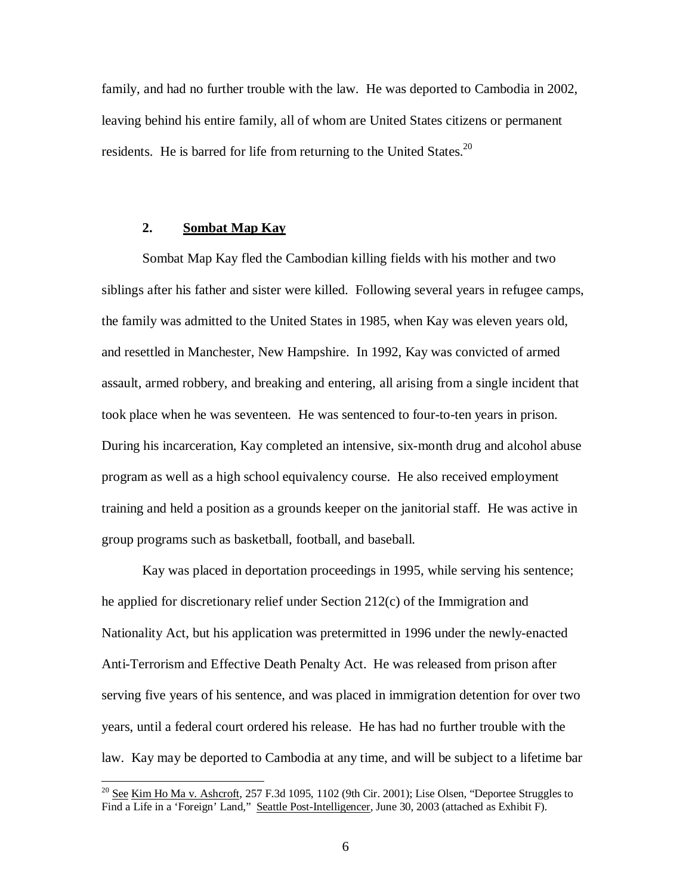family, and had no further trouble with the law. He was deported to Cambodia in 2002, leaving behind his entire family, all of whom are United States citizens or permanent residents. He is barred for life from returning to the United States.[20]

### 2. Sombat Map Kay

Sombat Map Kay fled the Cambodian killing fields with his mother and two siblings after his father and sister were killed. Following several years in refugee camps, the family was admitted to the United States in 1985, when Kay was eleven years old, and resettled in Manchester, New Hampshire. In 1992, Kay was convicted of armed assault, armed robbery, and breaking and entering, all arising from a single incident that took place when he was seventeen. He was sentenced to four-to-ten years in prison. During his incarceration, Kay completed an intensive, six-month drug and alcohol abuse program as well as a high school equivalency course. He also received employment training and held a position as a grounds keeper on the janitorial staff. He was active in group programs such as basketball, football, and baseball.

Kay was placed in deportation proceedings in 1995, while serving his sentence; he applied for discretionary relief under Section 212(c) of the Immigration and Nationality Act, but his application was pretermitted in 1996 under the newly-enacted Anti-Terrorism and Effective Death Penalty Act. He was released from prison after serving five years of his sentence, and was placed in immigration detention for over two years, until a federal court ordered his release. He has had no further trouble with the law. Kay may be deported to Cambodia at any time, and will be subject to a lifetime bar

---

[20] See Kim Ho Ma v. Ashcroft, 257 F.3d 1095, 1102 (9th Cir. 2001); Lise Olsen, "Deportee Struggles to Find a Life in a 'Foreign' Land," Seattle Post-Intelligencer, June 30, 2003 (attached as Exhibit F).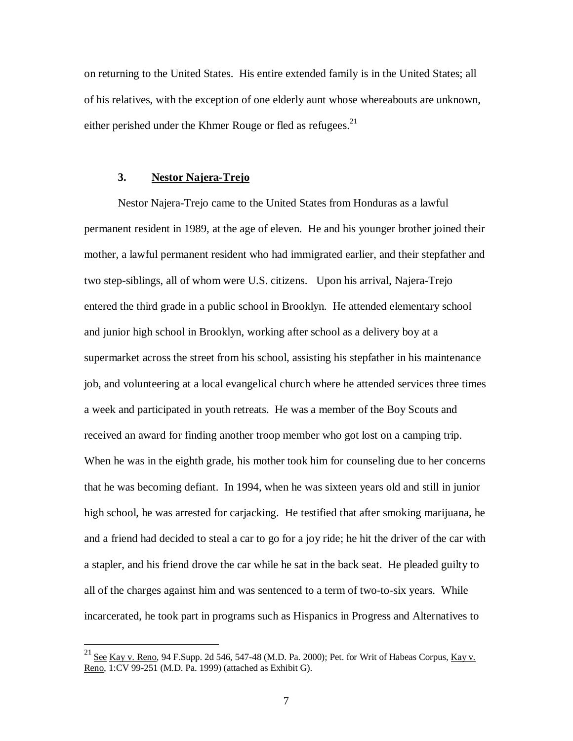on returning to the United States. His entire extended family is in the United States; all of his relatives, with the exception of one elderly aunt whose whereabouts are unknown, either perished under the Khmer Rouge or fled as refugees.[21]

### 3. <u>Nestor Najera-Trejo</u>

Nestor Najera-Trejo came to the United States from Honduras as a lawful permanent resident in 1989, at the age of eleven. He and his younger brother joined their mother, a lawful permanent resident who had immigrated earlier, and their stepfather and two step-siblings, all of whom were U.S. citizens. Upon his arrival, Najera-Trejo entered the third grade in a public school in Brooklyn. He attended elementary school and junior high school in Brooklyn, working after school as a delivery boy at a supermarket across the street from his school, assisting his stepfather in his maintenance job, and volunteering at a local evangelical church where he attended services three times a week and participated in youth retreats. He was a member of the Boy Scouts and received an award for finding another troop member who got lost on a camping trip. When he was in the eighth grade, his mother took him for counseling due to her concerns that he was becoming defiant. In 1994, when he was sixteen years old and still in junior high school, he was arrested for carjacking. He testified that after smoking marijuana, he and a friend had decided to steal a car to go for a joy ride; he hit the driver of the car with a stapler, and his friend drove the car while he sat in the back seat. He pleaded guilty to all of the charges against him and was sentenced to a term of two-to-six years. While incarcerated, he took part in programs such as Hispanics in Progress and Alternatives to

---

[21] <u>See</u> <u>Kay v. Reno</u>, 94 F.Supp. 2d 546, 547-48 (M.D. Pa. 2000); Pet. for Writ of Habeas Corpus, <u>Kay v. Reno</u>, 1:CV 99-251 (M.D. Pa. 1999) (attached as Exhibit G).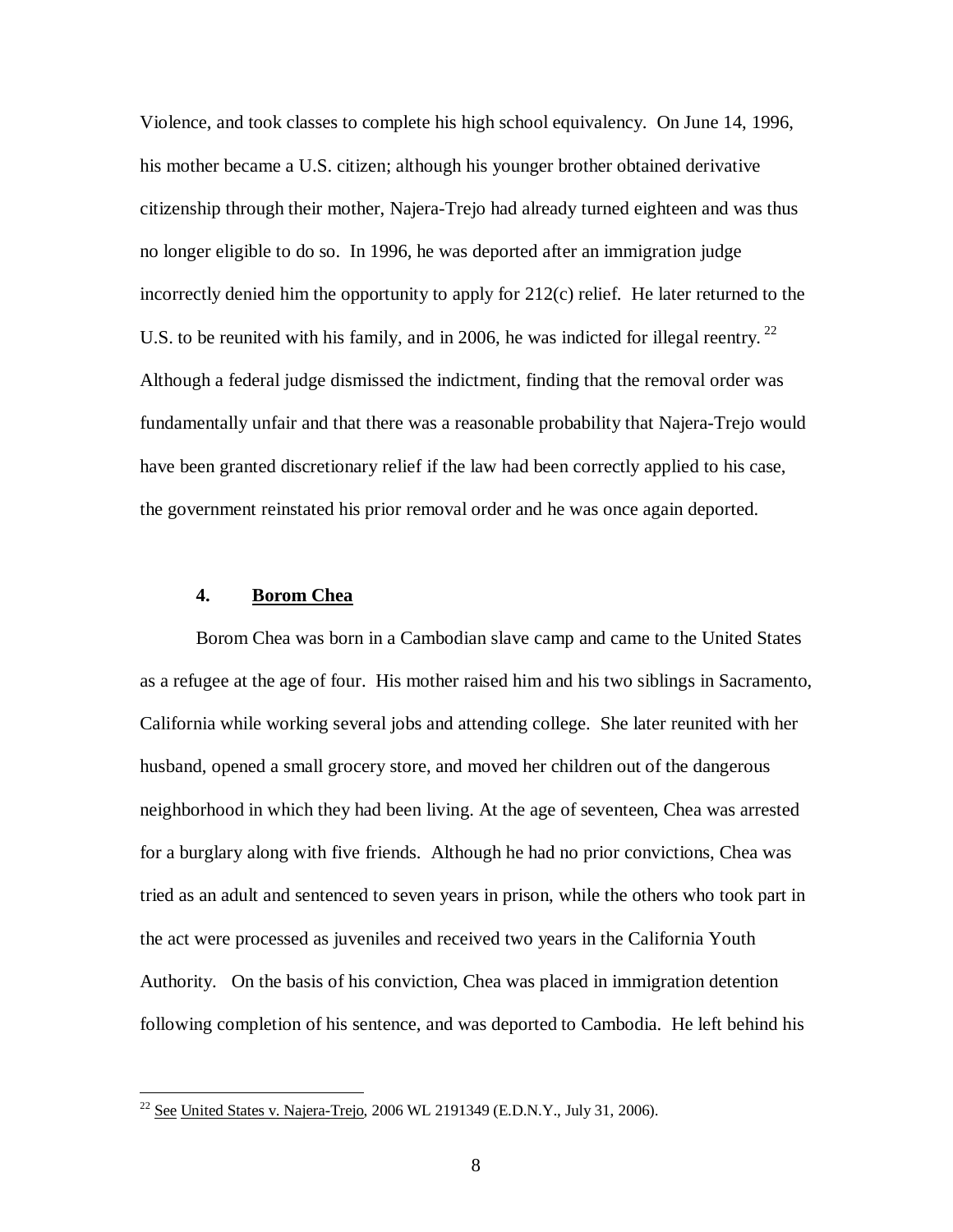Violence, and took classes to complete his high school equivalency. On June 14, 1996, his mother became a U.S. citizen; although his younger brother obtained derivative citizenship through their mother, Najera-Trejo had already turned eighteen and was thus no longer eligible to do so. In 1996, he was deported after an immigration judge incorrectly denied him the opportunity to apply for 212(c) relief. He later returned to the U.S. to be reunited with his family, and in 2006, he was indicted for illegal reentry.[22] Although a federal judge dismissed the indictment, finding that the removal order was fundamentally unfair and that there was a reasonable probability that Najera-Trejo would have been granted discretionary relief if the law had been correctly applied to his case, the government reinstated his prior removal order and he was once again deported.

#### 4. Borom Chea

Borom Chea was born in a Cambodian slave camp and came to the United States as a refugee at the age of four. His mother raised him and his two siblings in Sacramento, California while working several jobs and attending college. She later reunited with her husband, opened a small grocery store, and moved her children out of the dangerous neighborhood in which they had been living. At the age of seventeen, Chea was arrested for a burglary along with five friends. Although he had no prior convictions, Chea was tried as an adult and sentenced to seven years in prison, while the others who took part in the act were processed as juveniles and received two years in the California Youth Authority. On the basis of his conviction, Chea was placed in immigration detention following completion of his sentence, and was deported to Cambodia. He left behind his

---

[22] See United States v. Najera-Trejo, 2006 WL 2191349 (E.D.N.Y., July 31, 2006).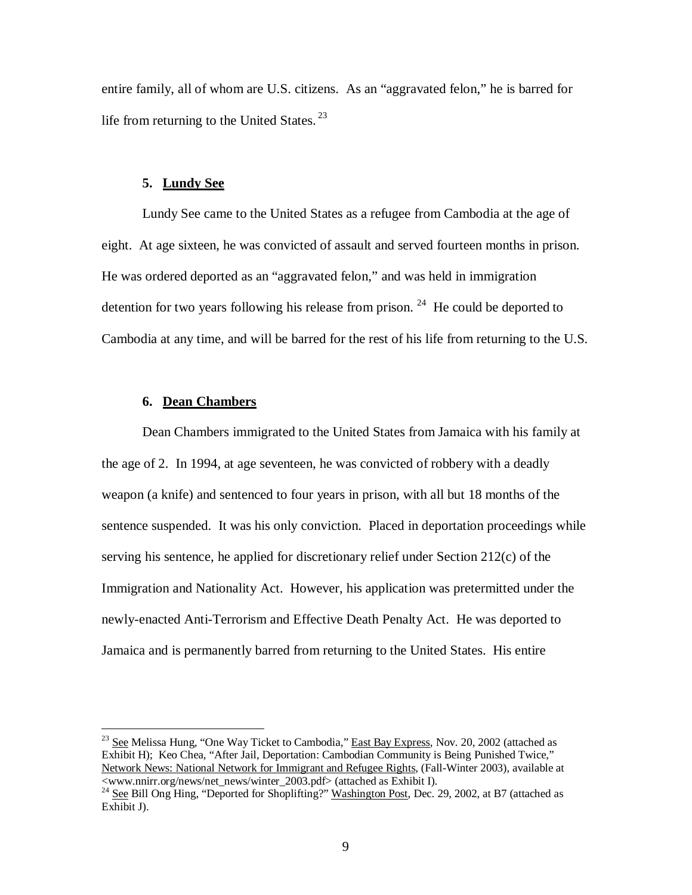entire family, all of whom are U.S. citizens. As an "aggravated felon," he is barred for life from returning to the United States.[23]

### 5. **Lundy See**

Lundy See came to the United States as a refugee from Cambodia at the age of eight. At age sixteen, he was convicted of assault and served fourteen months in prison. He was ordered deported as an "aggravated felon," and was held in immigration detention for two years following his release from prison.[24] He could be deported to Cambodia at any time, and will be barred for the rest of his life from returning to the U.S.

### 6. **Dean Chambers**

Dean Chambers immigrated to the United States from Jamaica with his family at the age of 2. In 1994, at age seventeen, he was convicted of robbery with a deadly weapon (a knife) and sentenced to four years in prison, with all but 18 months of the sentence suspended. It was his only conviction. Placed in deportation proceedings while serving his sentence, he applied for discretionary relief under Section 212(c) of the Immigration and Nationality Act. However, his application was pretermitted under the newly-enacted Anti-Terrorism and Effective Death Penalty Act. He was deported to Jamaica and is permanently barred from returning to the United States. His entire

---

[23] See Melissa Hung, "One Way Ticket to Cambodia," East Bay Express, Nov. 20, 2002 (attached as Exhibit H); Keo Chea, "After Jail, Deportation: Cambodian Community is Being Punished Twice," Network News: National Network for Immigrant and Refugee Rights, (Fall-Winter 2003), available at <www.nnirr.org/news/net_news/winter_2003.pdf> (attached as Exhibit I).

[24] See Bill Ong Hing, "Deported for Shoplifting?" Washington Post, Dec. 29, 2002, at B7 (attached as Exhibit J).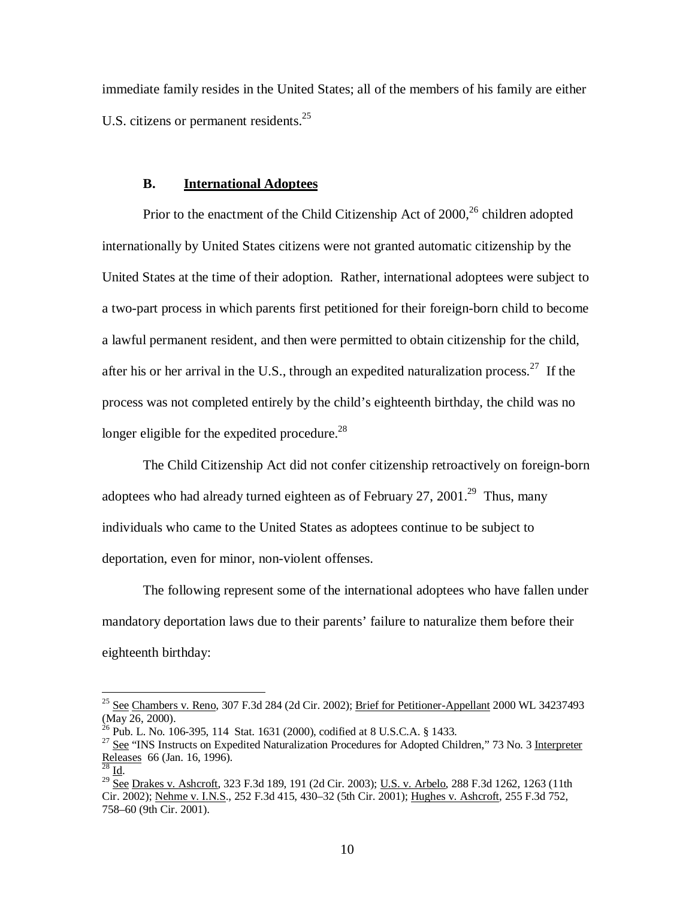immediate family resides in the United States; all of the members of his family are either U.S. citizens or permanent residents.[25]

### B. International Adoptees

Prior to the enactment of the Child Citizenship Act of 2000,[26] children adopted internationally by United States citizens were not granted automatic citizenship by the United States at the time of their adoption. Rather, international adoptees were subject to a two-part process in which parents first petitioned for their foreign-born child to become a lawful permanent resident, and then were permitted to obtain citizenship for the child, after his or her arrival in the U.S., through an expedited naturalization process.[27] If the process was not completed entirely by the child's eighteenth birthday, the child was no longer eligible for the expedited procedure.[28]

The Child Citizenship Act did not confer citizenship retroactively on foreign-born adoptees who had already turned eighteen as of February 27, 2001.[29] Thus, many individuals who came to the United States as adoptees continue to be subject to deportation, even for minor, non-violent offenses.

The following represent some of the international adoptees who have fallen under mandatory deportation laws due to their parents' failure to naturalize them before their eighteenth birthday:

---

[25] See Chambers v. Reno, 307 F.3d 284 (2d Cir. 2002); Brief for Petitioner-Appellant 2000 WL 34237493 (May 26, 2000).

[26] Pub. L. No. 106-395, 114 Stat. 1631 (2000), codified at 8 U.S.C.A. § 1433.

[27] See "INS Instructs on Expedited Naturalization Procedures for Adopted Children," 73 No. 3 Interpreter Releases 66 (Jan. 16, 1996).

[28] Id.

[29] See Drakes v. Ashcroft, 323 F.3d 189, 191 (2d Cir. 2003); U.S. v. Arbelo, 288 F.3d 1262, 1263 (11th Cir. 2002); Nehme v. I.N.S., 252 F.3d 415, 430–32 (5th Cir. 2001); Hughes v. Ashcroft, 255 F.3d 752, 758–60 (9th Cir. 2001).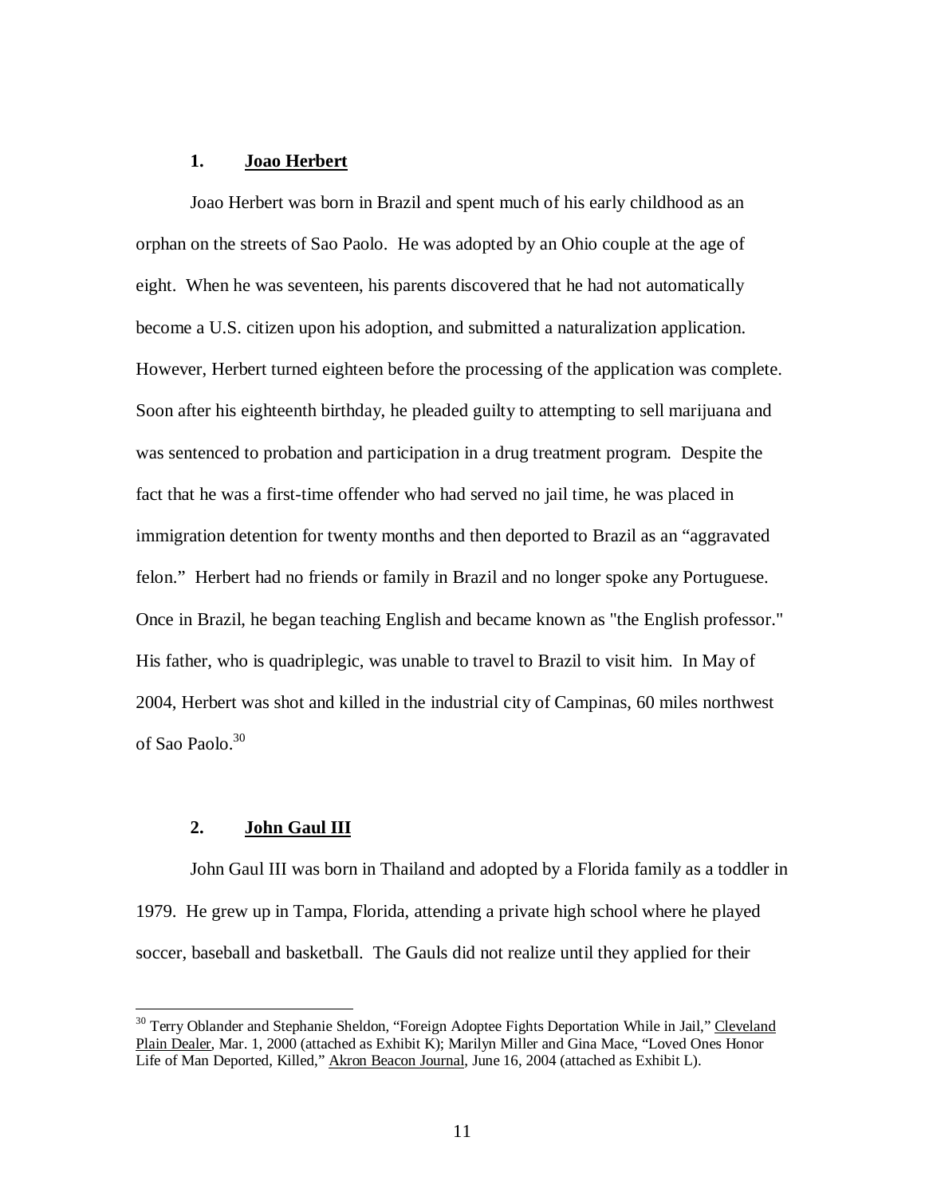### 1. <u>Joao Herbert</u>

Joao Herbert was born in Brazil and spent much of his early childhood as an orphan on the streets of Sao Paolo. He was adopted by an Ohio couple at the age of eight. When he was seventeen, his parents discovered that he had not automatically become a U.S. citizen upon his adoption, and submitted a naturalization application. However, Herbert turned eighteen before the processing of the application was complete. Soon after his eighteenth birthday, he pleaded guilty to attempting to sell marijuana and was sentenced to probation and participation in a drug treatment program. Despite the fact that he was a first-time offender who had served no jail time, he was placed in immigration detention for twenty months and then deported to Brazil as an "aggravated felon." Herbert had no friends or family in Brazil and no longer spoke any Portuguese. Once in Brazil, he began teaching English and became known as "the English professor." His father, who is quadriplegic, was unable to travel to Brazil to visit him. In May of 2004, Herbert was shot and killed in the industrial city of Campinas, 60 miles northwest of Sao Paolo.[30]

### 2. <u>John Gaul III</u>

John Gaul III was born in Thailand and adopted by a Florida family as a toddler in 1979. He grew up in Tampa, Florida, attending a private high school where he played soccer, baseball and basketball. The Gauls did not realize until they applied for their

---

[30] Terry Oblander and Stephanie Sheldon, "Foreign Adoptee Fights Deportation While in Jail," <u>Cleveland Plain Dealer</u>, Mar. 1, 2000 (attached as Exhibit K); Marilyn Miller and Gina Mace, "Loved Ones Honor Life of Man Deported, Killed," <u>Akron Beacon Journal</u>, June 16, 2004 (attached as Exhibit L).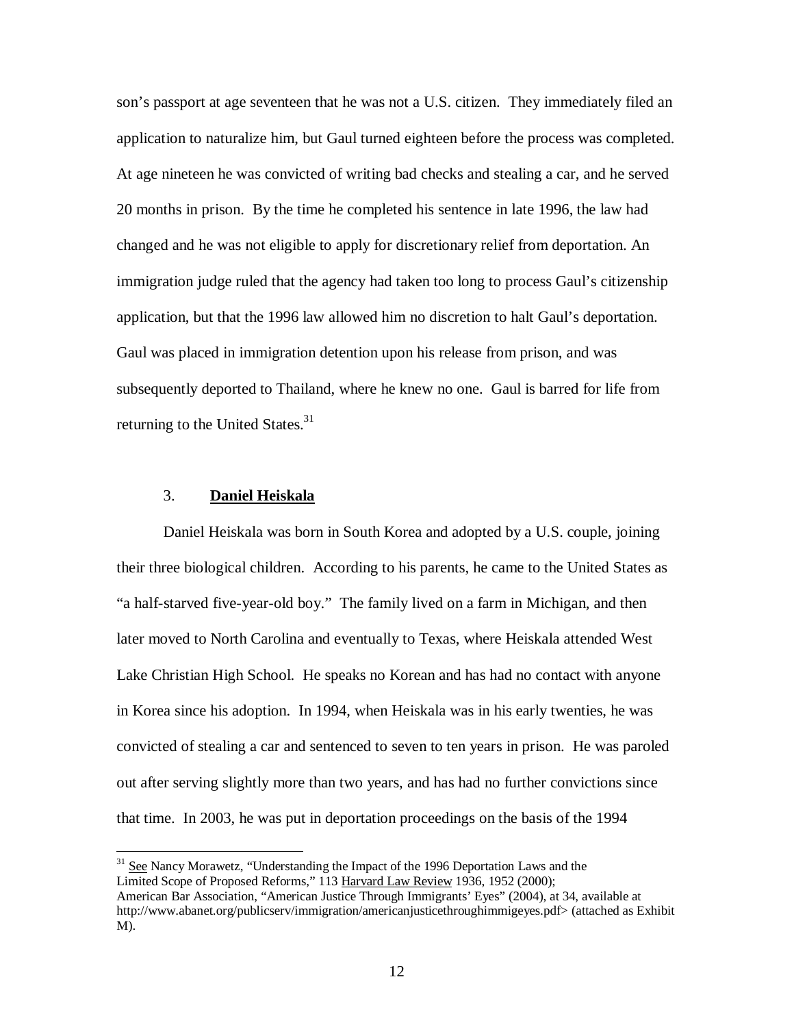son's passport at age seventeen that he was not a U.S. citizen. They immediately filed an application to naturalize him, but Gaul turned eighteen before the process was completed. At age nineteen he was convicted of writing bad checks and stealing a car, and he served 20 months in prison. By the time he completed his sentence in late 1996, the law had changed and he was not eligible to apply for discretionary relief from deportation. An immigration judge ruled that the agency had taken too long to process Gaul's citizenship application, but that the 1996 law allowed him no discretion to halt Gaul's deportation. Gaul was placed in immigration detention upon his release from prison, and was subsequently deported to Thailand, where he knew no one. Gaul is barred for life from returning to the United States.[31]

### 3. **Daniel Heiskala**

Daniel Heiskala was born in South Korea and adopted by a U.S. couple, joining their three biological children. According to his parents, he came to the United States as "a half-starved five-year-old boy." The family lived on a farm in Michigan, and then later moved to North Carolina and eventually to Texas, where Heiskala attended West Lake Christian High School. He speaks no Korean and has had no contact with anyone in Korea since his adoption. In 1994, when Heiskala was in his early twenties, he was convicted of stealing a car and sentenced to seven to ten years in prison. He was paroled out after serving slightly more than two years, and has had no further convictions since that time. In 2003, he was put in deportation proceedings on the basis of the 1994

---

[31] See Nancy Morawetz, "Understanding the Impact of the 1996 Deportation Laws and the Limited Scope of Proposed Reforms," 113 Harvard Law Review 1936, 1952 (2000); American Bar Association, "American Justice Through Immigrants' Eyes" (2004), at 34, available at http://www.abanet.org/publicserv/immigration/americanjusticethroughimmigeyes.pdf> (attached as Exhibit M).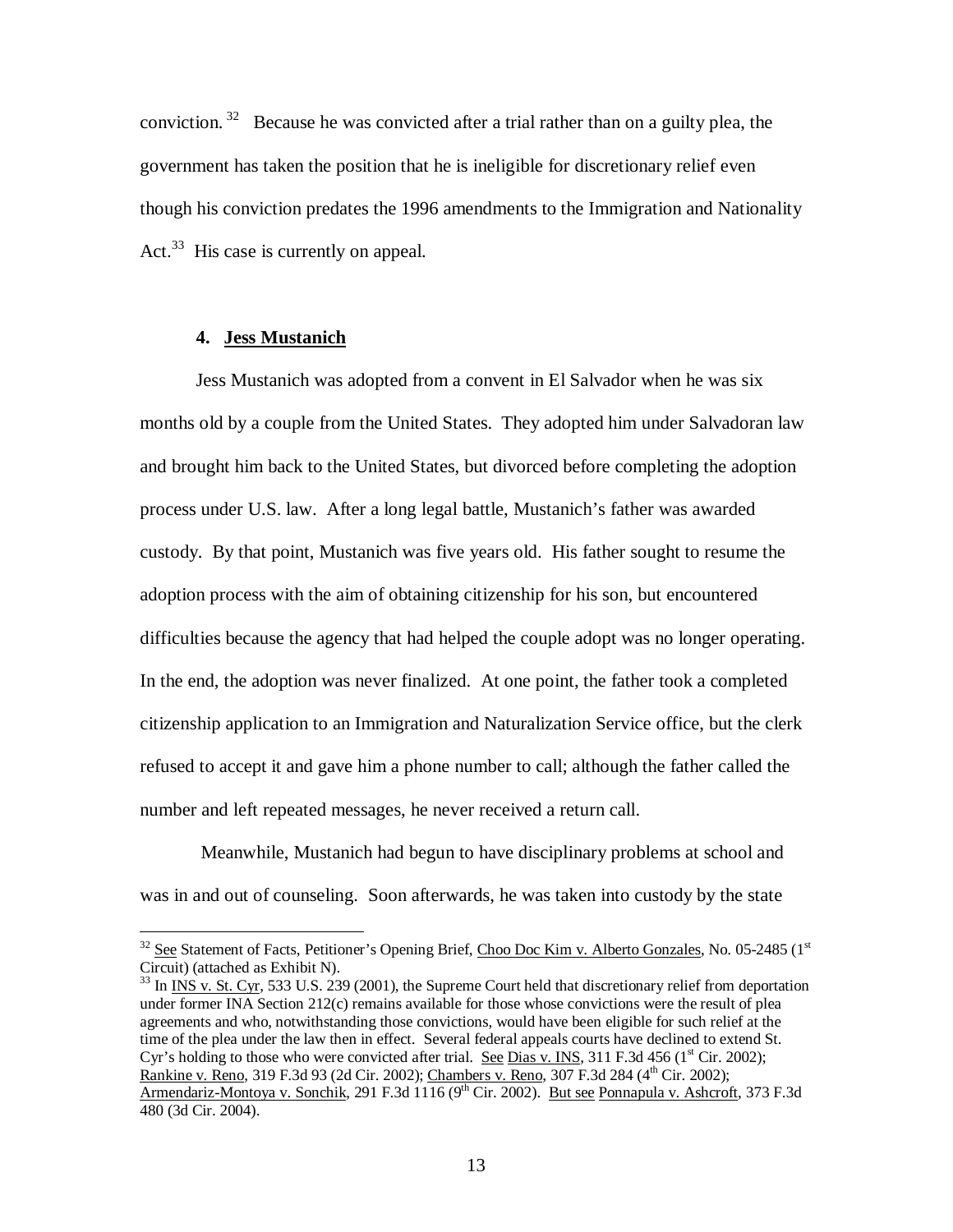conviction.[32] Because he was convicted after a trial rather than on a guilty plea, the government has taken the position that he is ineligible for discretionary relief even though his conviction predates the 1996 amendments to the Immigration and Nationality Act.[33] His case is currently on appeal.

#### 4. Jess Mustanich

Jess Mustanich was adopted from a convent in El Salvador when he was six months old by a couple from the United States. They adopted him under Salvadoran law and brought him back to the United States, but divorced before completing the adoption process under U.S. law. After a long legal battle, Mustanich's father was awarded custody. By that point, Mustanich was five years old. His father sought to resume the adoption process with the aim of obtaining citizenship for his son, but encountered difficulties because the agency that had helped the couple adopt was no longer operating. In the end, the adoption was never finalized. At one point, the father took a completed citizenship application to an Immigration and Naturalization Service office, but the clerk refused to accept it and gave him a phone number to call; although the father called the number and left repeated messages, he never received a return call.

Meanwhile, Mustanich had begun to have disciplinary problems at school and was in and out of counseling. Soon afterwards, he was taken into custody by the state

---

[32] See Statement of Facts, Petitioner's Opening Brief, Choo Doc Kim v. Alberto Gonzales, No. 05-2485 (1st Circuit) (attached as Exhibit N).

[33] In INS v. St. Cyr, 533 U.S. 239 (2001), the Supreme Court held that discretionary relief from deportation under former INA Section 212(c) remains available for those whose convictions were the result of plea agreements and who, notwithstanding those convictions, would have been eligible for such relief at the time of the plea under the law then in effect. Several federal appeals courts have declined to extend St. Cyr's holding to those who were convicted after trial. See Dias v. INS, 311 F.3d 456 (1st Cir. 2002); Rankine v. Reno, 319 F.3d 93 (2d Cir. 2002); Chambers v. Reno, 307 F.3d 284 (4th Cir. 2002); Armendariz-Montoya v. Sonchik, 291 F.3d 1116 (9th Cir. 2002). But see Ponnapula v. Ashcroft, 373 F.3d 480 (3d Cir. 2004).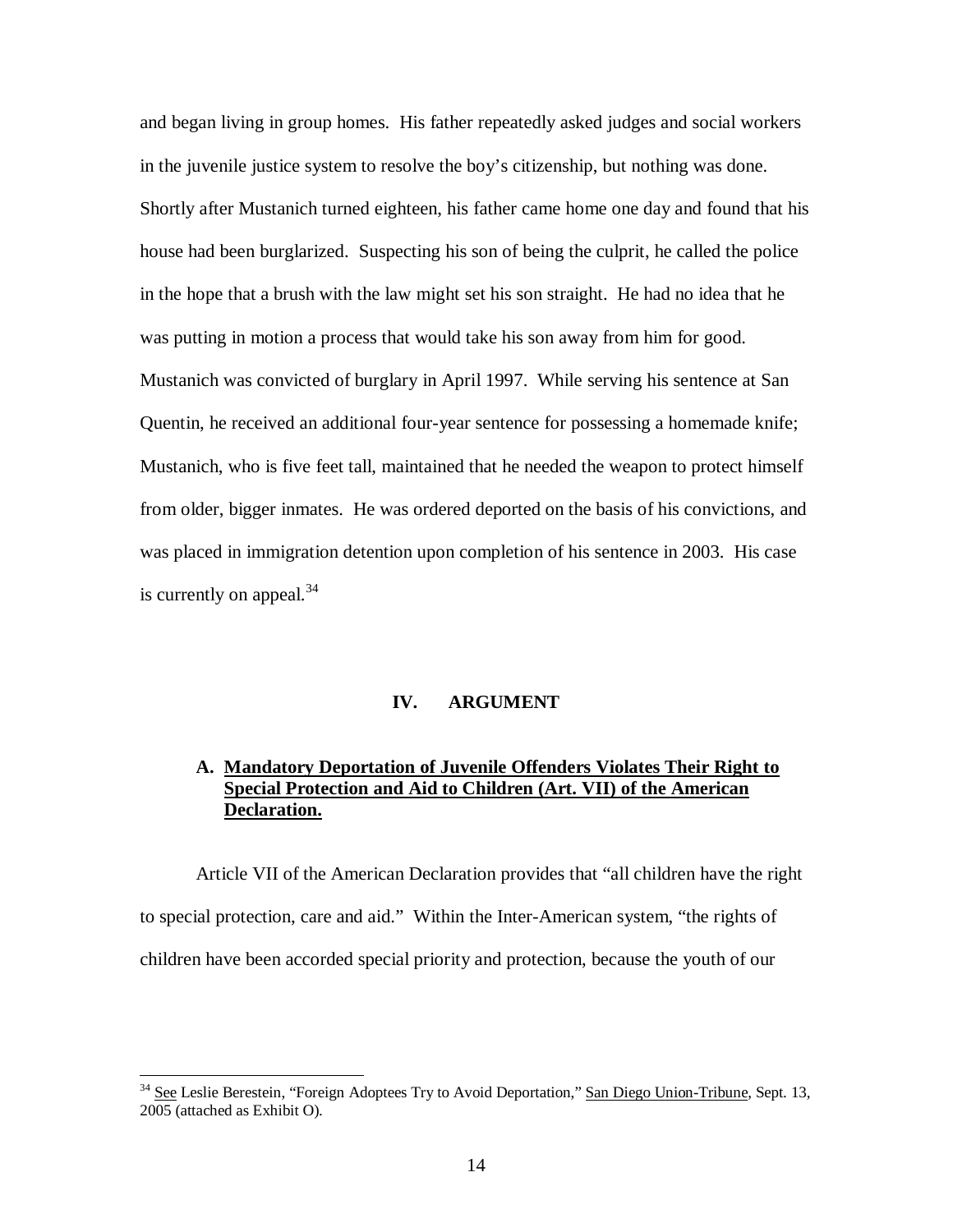and began living in group homes. His father repeatedly asked judges and social workers in the juvenile justice system to resolve the boy's citizenship, but nothing was done. Shortly after Mustanich turned eighteen, his father came home one day and found that his house had been burglarized. Suspecting his son of being the culprit, he called the police in the hope that a brush with the law might set his son straight. He had no idea that he was putting in motion a process that would take his son away from him for good. Mustanich was convicted of burglary in April 1997. While serving his sentence at San Quentin, he received an additional four-year sentence for possessing a homemade knife; Mustanich, who is five feet tall, maintained that he needed the weapon to protect himself from older, bigger inmates. He was ordered deported on the basis of his convictions, and was placed in immigration detention upon completion of his sentence in 2003. His case is currently on appeal.[34]

## IV. ARGUMENT

### A. Mandatory Deportation of Juvenile Offenders Violates Their Right to Special Protection and Aid to Children (Art. VII) of the American Declaration.

Article VII of the American Declaration provides that "all children have the right to special protection, care and aid." Within the Inter-American system, "the rights of children have been accorded special priority and protection, because the youth of our

---

[34] See Leslie Berestein, "Foreign Adoptees Try to Avoid Deportation," San Diego Union-Tribune, Sept. 13, 2005 (attached as Exhibit O).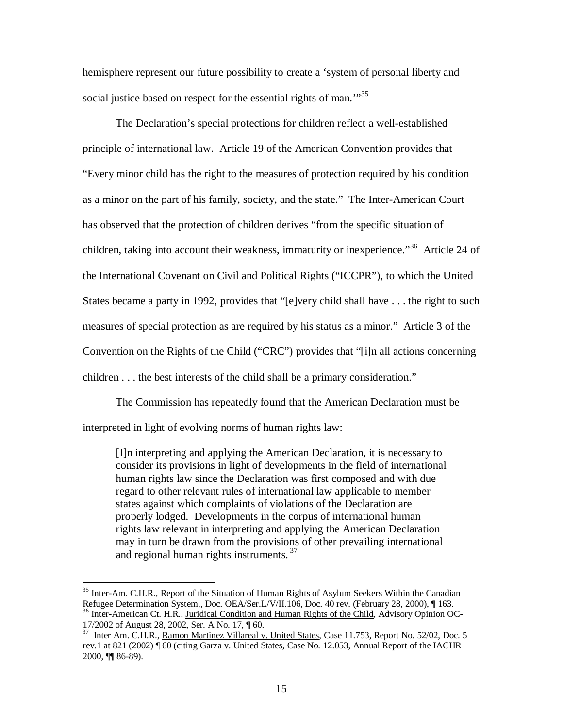hemisphere represent our future possibility to create a 'system of personal liberty and social justice based on respect for the essential rights of man.'"[35]

The Declaration's special protections for children reflect a well-established principle of international law. Article 19 of the American Convention provides that "Every minor child has the right to the measures of protection required by his condition as a minor on the part of his family, society, and the state." The Inter-American Court has observed that the protection of children derives "from the specific situation of children, taking into account their weakness, immaturity or inexperience."[36] Article 24 of the International Covenant on Civil and Political Rights ("ICCPR"), to which the United States became a party in 1992, provides that "[e]very child shall have . . . the right to such measures of special protection as are required by his status as a minor." Article 3 of the Convention on the Rights of the Child ("CRC") provides that "[i]n all actions concerning children . . . the best interests of the child shall be a primary consideration."

The Commission has repeatedly found that the American Declaration must be interpreted in light of evolving norms of human rights law:

> [I]n interpreting and applying the American Declaration, it is necessary to consider its provisions in light of developments in the field of international human rights law since the Declaration was first composed and with due regard to other relevant rules of international law applicable to member states against which complaints of violations of the Declaration are properly lodged. Developments in the corpus of international human rights law relevant in interpreting and applying the American Declaration may in turn be drawn from the provisions of other prevailing international and regional human rights instruments.[37]

---

[35] Inter-Am. C.H.R., Report of the Situation of Human Rights of Asylum Seekers Within the Canadian Refugee Determination System,, Doc. OEA/Ser.L/V/II.106, Doc. 40 rev. (February 28, 2000), ¶ 163.

[36] Inter-American Ct. H.R., Juridical Condition and Human Rights of the Child, Advisory Opinion OC-17/2002 of August 28, 2002, Ser. A No. 17, ¶ 60.

[37] Inter Am. C.H.R., Ramon Martinez Villareal v. United States, Case 11.753, Report No. 52/02, Doc. 5 rev.1 at 821 (2002) ¶ 60 (citing Garza v. United States, Case No. 12.053, Annual Report of the IACHR 2000, ¶¶ 86-89).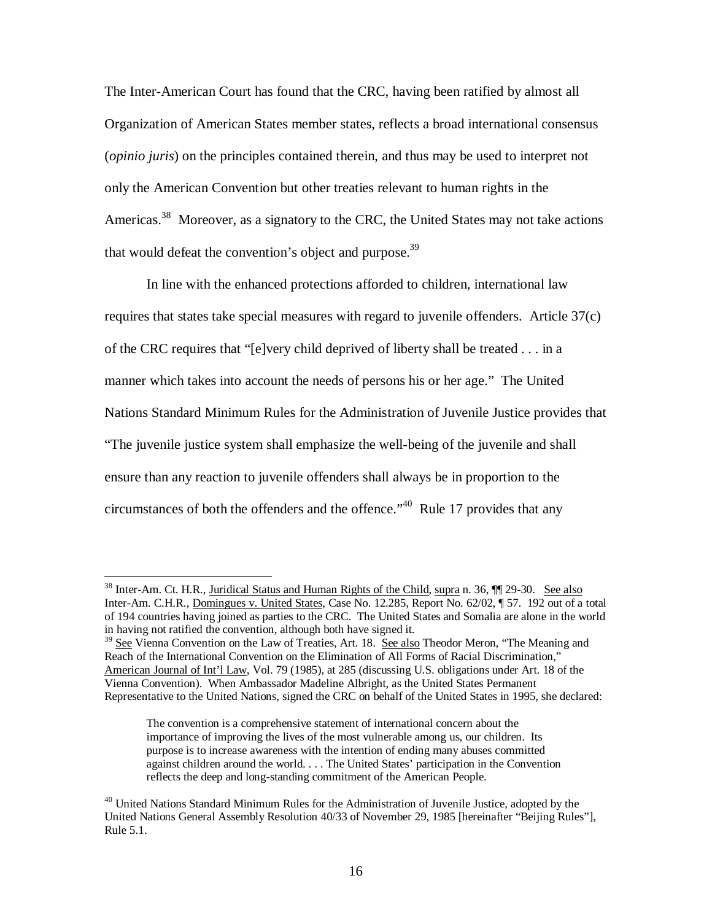The Inter-American Court has found that the CRC, having been ratified by almost all Organization of American States member states, reflects a broad international consensus (*opinio juris*) on the principles contained therein, and thus may be used to interpret not only the American Convention but other treaties relevant to human rights in the Americas.[38] Moreover, as a signatory to the CRC, the United States may not take actions that would defeat the convention's object and purpose.[39]

In line with the enhanced protections afforded to children, international law requires that states take special measures with regard to juvenile offenders. Article 37(c) of the CRC requires that "[e]very child deprived of liberty shall be treated . . . in a manner which takes into account the needs of persons his or her age." The United Nations Standard Minimum Rules for the Administration of Juvenile Justice provides that "The juvenile justice system shall emphasize the well-being of the juvenile and shall ensure than any reaction to juvenile offenders shall always be in proportion to the circumstances of both the offenders and the offence."[40] Rule 17 provides that any

---

[38] Inter-Am. Ct. H.R., Juridical Status and Human Rights of the Child, supra n. 36, ¶¶ 29-30. See also Inter-Am. C.H.R., Domingues v. United States, Case No. 12.285, Report No. 62/02, ¶ 57. 192 out of a total of 194 countries having joined as parties to the CRC. The United States and Somalia are alone in the world in having not ratified the convention, although both have signed it.

[39] See Vienna Convention on the Law of Treaties, Art. 18. See also Theodor Meron, "The Meaning and Reach of the International Convention on the Elimination of All Forms of Racial Discrimination," American Journal of Int'l Law, Vol. 79 (1985), at 285 (discussing U.S. obligations under Art. 18 of the Vienna Convention). When Ambassador Madeline Albright, as the United States Permanent Representative to the United Nations, signed the CRC on behalf of the United States in 1995, she declared:

> The convention is a comprehensive statement of international concern about the importance of improving the lives of the most vulnerable among us, our children. Its purpose is to increase awareness with the intention of ending many abuses committed against children around the world. . . . The United States' participation in the Convention reflects the deep and long-standing commitment of the American People.

[40] United Nations Standard Minimum Rules for the Administration of Juvenile Justice, adopted by the United Nations General Assembly Resolution 40/33 of November 29, 1985 [hereinafter "Beijing Rules"], Rule 5.1.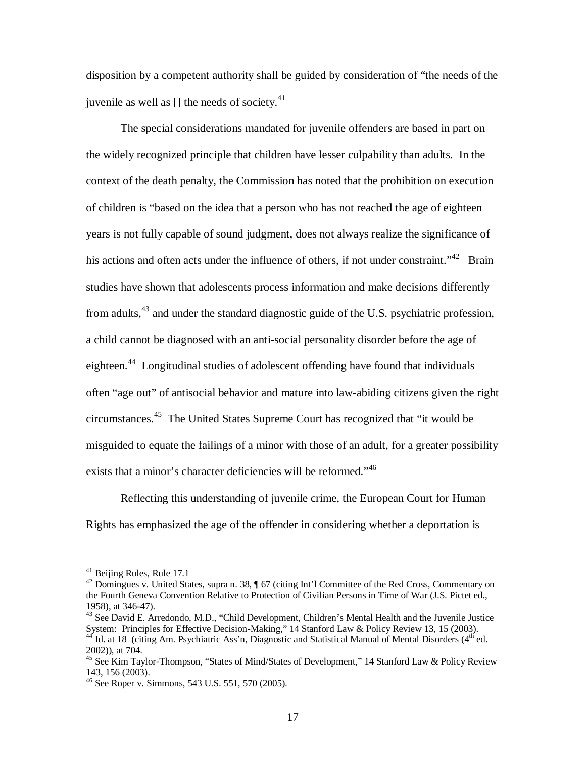disposition by a competent authority shall be guided by consideration of "the needs of the juvenile as well as [] the needs of society.[41]

The special considerations mandated for juvenile offenders are based in part on the widely recognized principle that children have lesser culpability than adults. In the context of the death penalty, the Commission has noted that the prohibition on execution of children is "based on the idea that a person who has not reached the age of eighteen years is not fully capable of sound judgment, does not always realize the significance of his actions and often acts under the influence of others, if not under constraint."[42] Brain studies have shown that adolescents process information and make decisions differently from adults,[43] and under the standard diagnostic guide of the U.S. psychiatric profession, a child cannot be diagnosed with an anti-social personality disorder before the age of eighteen.[44] Longitudinal studies of adolescent offending have found that individuals often "age out" of antisocial behavior and mature into law-abiding citizens given the right circumstances.[45] The United States Supreme Court has recognized that "it would be misguided to equate the failings of a minor with those of an adult, for a greater possibility exists that a minor's character deficiencies will be reformed."[46]

Reflecting this understanding of juvenile crime, the European Court for Human Rights has emphasized the age of the offender in considering whether a deportation is

---

[41] Beijing Rules, Rule 17.1

[42] Domingues v. United States, supra n. 38, ¶ 67 (citing Int'l Committee of the Red Cross, Commentary on the Fourth Geneva Convention Relative to Protection of Civilian Persons in Time of War (J.S. Pictet ed., 1958), at 346-47).

[43] See David E. Arredondo, M.D., "Child Development, Children's Mental Health and the Juvenile Justice System: Principles for Effective Decision-Making," 14 Stanford Law & Policy Review 13, 15 (2003).

[44] Id. at 18 (citing Am. Psychiatric Ass'n, Diagnostic and Statistical Manual of Mental Disorders (4th ed. 2002)), at 704.

[45] See Kim Taylor-Thompson, "States of Mind/States of Development," 14 Stanford Law & Policy Review 143, 156 (2003).

[46] See Roper v. Simmons, 543 U.S. 551, 570 (2005).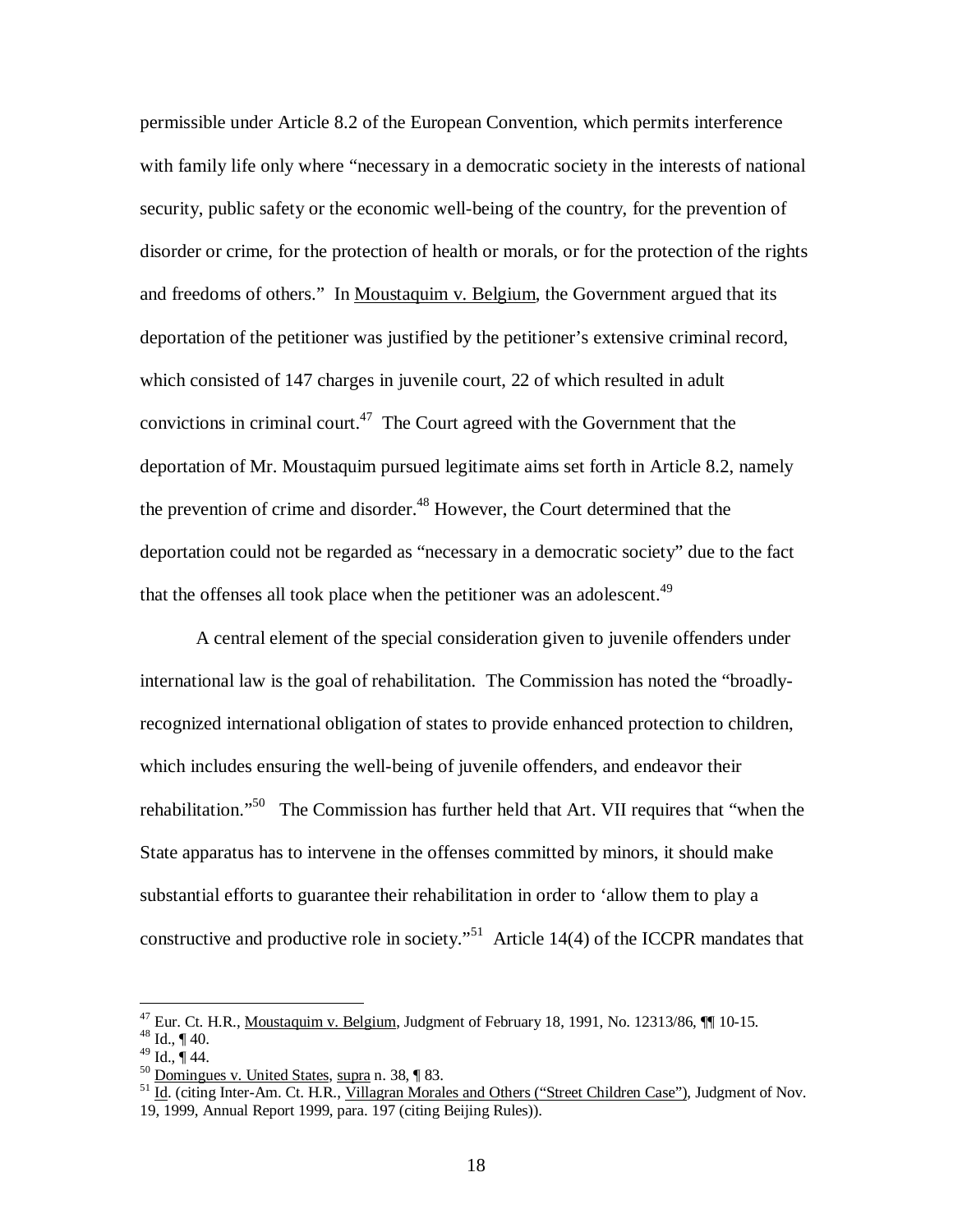permissible under Article 8.2 of the European Convention, which permits interference with family life only where "necessary in a democratic society in the interests of national security, public safety or the economic well-being of the country, for the prevention of disorder or crime, for the protection of health or morals, or for the protection of the rights and freedoms of others." In Moustaquim v. Belgium, the Government argued that its deportation of the petitioner was justified by the petitioner's extensive criminal record, which consisted of 147 charges in juvenile court, 22 of which resulted in adult convictions in criminal court.[47] The Court agreed with the Government that the deportation of Mr. Moustaquim pursued legitimate aims set forth in Article 8.2, namely the prevention of crime and disorder.[48] However, the Court determined that the deportation could not be regarded as "necessary in a democratic society" due to the fact that the offenses all took place when the petitioner was an adolescent.[49]

A central element of the special consideration given to juvenile offenders under international law is the goal of rehabilitation. The Commission has noted the "broadly-recognized international obligation of states to provide enhanced protection to children, which includes ensuring the well-being of juvenile offenders, and endeavor their rehabilitation."[50] The Commission has further held that Art. VII requires that "when the State apparatus has to intervene in the offenses committed by minors, it should make substantial efforts to guarantee their rehabilitation in order to 'allow them to play a constructive and productive role in society."[51] Article 14(4) of the ICCPR mandates that

---

[47] Eur. Ct. H.R., Moustaquim v. Belgium, Judgment of February 18, 1991, No. 12313/86, ¶¶ 10-15.

[48] Id., ¶ 40.

[49] Id., ¶ 44.

[50] Domingues v. United States, supra n. 38, ¶ 83.

[51] Id. (citing Inter-Am. Ct. H.R., Villagran Morales and Others ("Street Children Case"), Judgment of Nov. 19, 1999, Annual Report 1999, para. 197 (citing Beijing Rules)).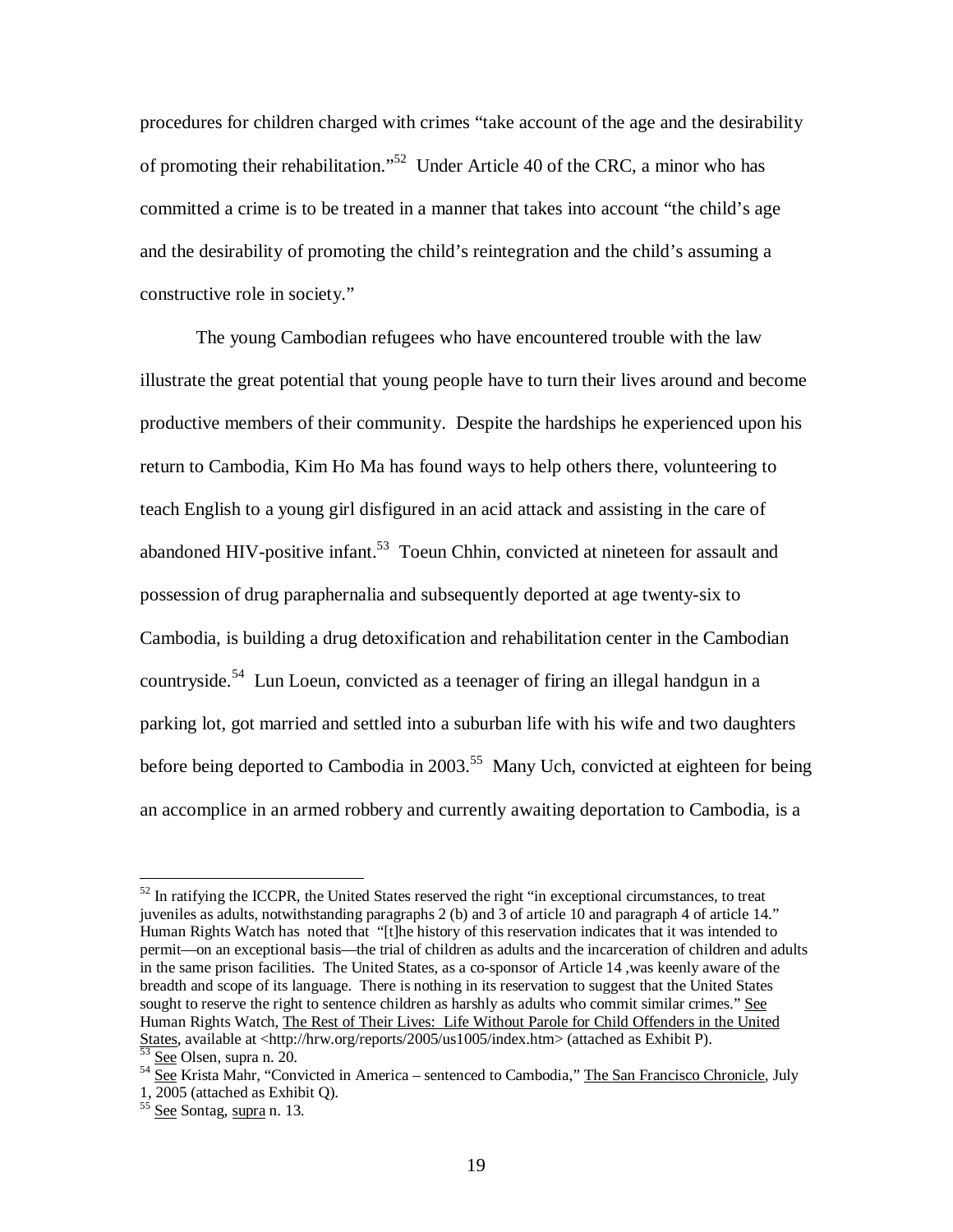procedures for children charged with crimes "take account of the age and the desirability of promoting their rehabilitation."[52] Under Article 40 of the CRC, a minor who has committed a crime is to be treated in a manner that takes into account "the child's age and the desirability of promoting the child's reintegration and the child's assuming a constructive role in society."

The young Cambodian refugees who have encountered trouble with the law illustrate the great potential that young people have to turn their lives around and become productive members of their community. Despite the hardships he experienced upon his return to Cambodia, Kim Ho Ma has found ways to help others there, volunteering to teach English to a young girl disfigured in an acid attack and assisting in the care of abandoned HIV-positive infant.[53] Toeun Chhin, convicted at nineteen for assault and possession of drug paraphernalia and subsequently deported at age twenty-six to Cambodia, is building a drug detoxification and rehabilitation center in the Cambodian countryside.[54] Lun Loeun, convicted as a teenager of firing an illegal handgun in a parking lot, got married and settled into a suburban life with his wife and two daughters before being deported to Cambodia in 2003.[55] Many Uch, convicted at eighteen for being an accomplice in an armed robbery and currently awaiting deportation to Cambodia, is a

---

[52] In ratifying the ICCPR, the United States reserved the right "in exceptional circumstances, to treat juveniles as adults, notwithstanding paragraphs 2 (b) and 3 of article 10 and paragraph 4 of article 14." Human Rights Watch has noted that "[t]he history of this reservation indicates that it was intended to permit—on an exceptional basis—the trial of children as adults and the incarceration of children and adults in the same prison facilities. The United States, as a co-sponsor of Article 14 ,was keenly aware of the breadth and scope of its language. There is nothing in its reservation to suggest that the United States sought to reserve the right to sentence children as harshly as adults who commit similar crimes." See Human Rights Watch, The Rest of Their Lives: Life Without Parole for Child Offenders in the United States, available at <http://hrw.org/reports/2005/us1005/index.htm> (attached as Exhibit P).

[53] See Olsen, supra n. 20.

[54] See Krista Mahr, "Convicted in America – sentenced to Cambodia," The San Francisco Chronicle, July 1, 2005 (attached as Exhibit Q).

[55] See Sontag, supra n. 13.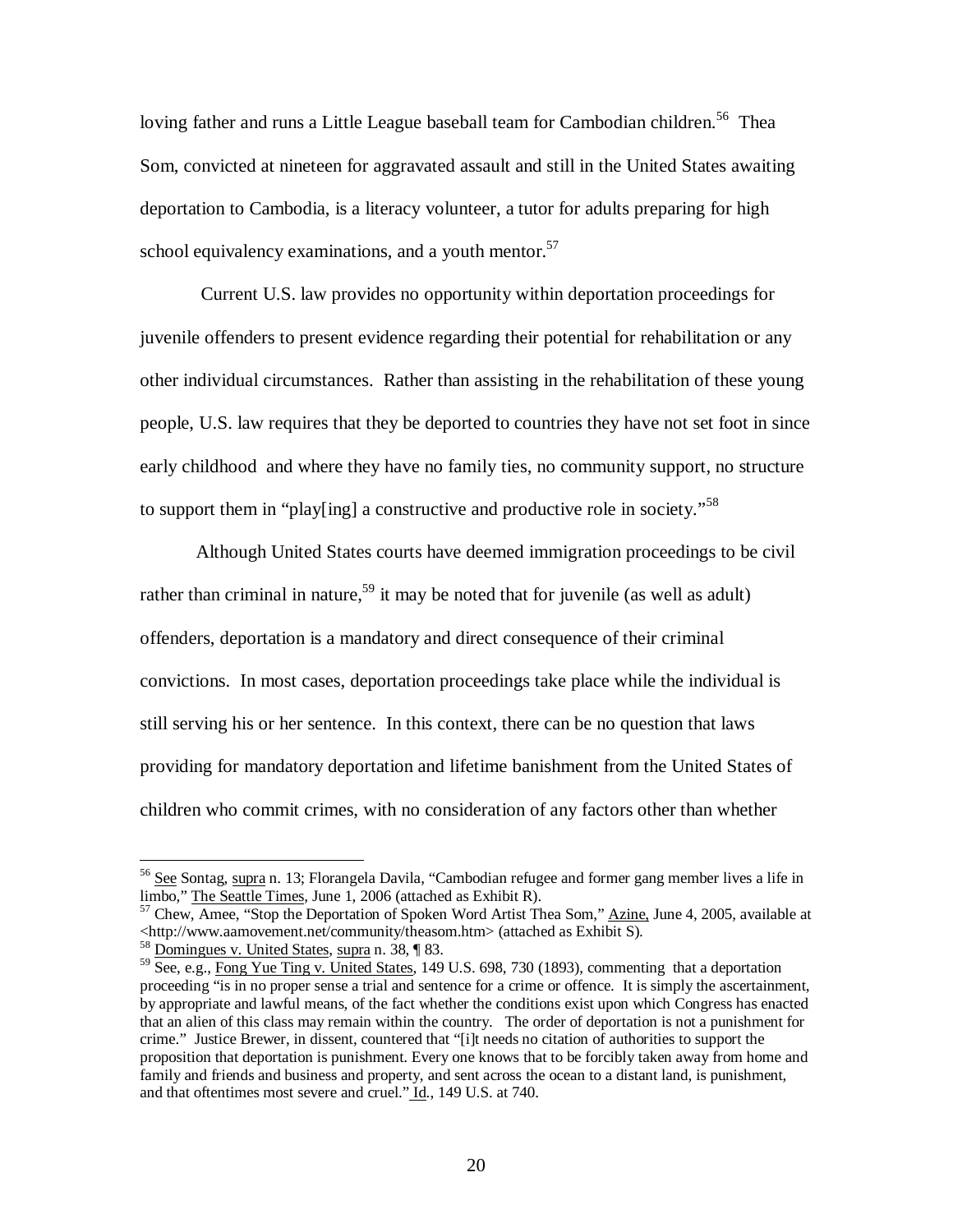loving father and runs a Little League baseball team for Cambodian children.[56] Thea Som, convicted at nineteen for aggravated assault and still in the United States awaiting deportation to Cambodia, is a literacy volunteer, a tutor for adults preparing for high school equivalency examinations, and a youth mentor.[57]

Current U.S. law provides no opportunity within deportation proceedings for juvenile offenders to present evidence regarding their potential for rehabilitation or any other individual circumstances. Rather than assisting in the rehabilitation of these young people, U.S. law requires that they be deported to countries they have not set foot in since early childhood and where they have no family ties, no community support, no structure to support them in "play[ing] a constructive and productive role in society."[58]

Although United States courts have deemed immigration proceedings to be civil rather than criminal in nature,[59] it may be noted that for juvenile (as well as adult) offenders, deportation is a mandatory and direct consequence of their criminal convictions. In most cases, deportation proceedings take place while the individual is still serving his or her sentence. In this context, there can be no question that laws providing for mandatory deportation and lifetime banishment from the United States of children who commit crimes, with no consideration of any factors other than whether

---

[56] See Sontag, supra n. 13; Florangela Davila, "Cambodian refugee and former gang member lives a life in limbo," The Seattle Times, June 1, 2006 (attached as Exhibit R).

[57] Chew, Amee, "Stop the Deportation of Spoken Word Artist Thea Som," Azine, June 4, 2005, available at <http://www.aamovement.net/community/theasom.htm> (attached as Exhibit S).

[58] Domingues v. United States, supra n. 38, ¶ 83.

[59] See, e.g., Fong Yue Ting v. United States, 149 U.S. 698, 730 (1893), commenting that a deportation proceeding "is in no proper sense a trial and sentence for a crime or offence. It is simply the ascertainment, by appropriate and lawful means, of the fact whether the conditions exist upon which Congress has enacted that an alien of this class may remain within the country. The order of deportation is not a punishment for crime." Justice Brewer, in dissent, countered that "[i]t needs no citation of authorities to support the proposition that deportation is punishment. Every one knows that to be forcibly taken away from home and family and friends and business and property, and sent across the ocean to a distant land, is punishment, and that oftentimes most severe and cruel." Id., 149 U.S. at 740.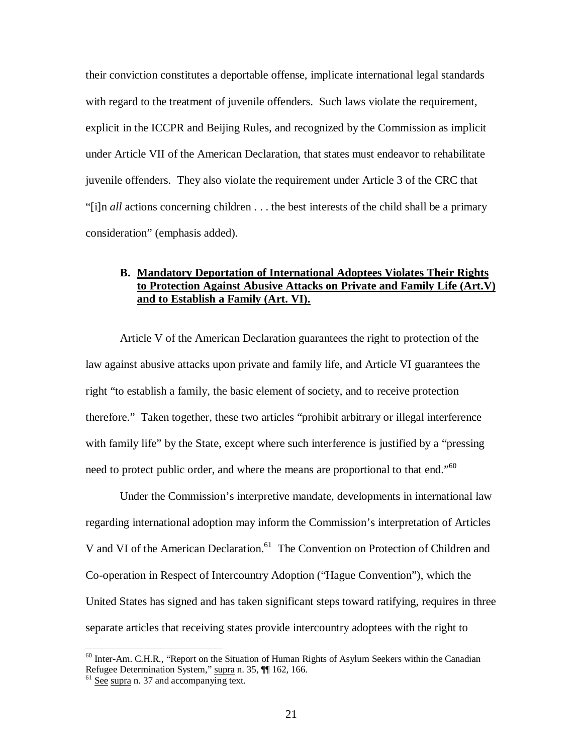their conviction constitutes a deportable offense, implicate international legal standards with regard to the treatment of juvenile offenders. Such laws violate the requirement, explicit in the ICCPR and Beijing Rules, and recognized by the Commission as implicit under Article VII of the American Declaration, that states must endeavor to rehabilitate juvenile offenders. They also violate the requirement under Article 3 of the CRC that "[i]n *all* actions concerning children . . . the best interests of the child shall be a primary consideration" (emphasis added).

### B. Mandatory Deportation of International Adoptees Violates Their Rights to Protection Against Abusive Attacks on Private and Family Life (Art.V) and to Establish a Family (Art. VI).

Article V of the American Declaration guarantees the right to protection of the law against abusive attacks upon private and family life, and Article VI guarantees the right "to establish a family, the basic element of society, and to receive protection therefore." Taken together, these two articles "prohibit arbitrary or illegal interference with family life" by the State, except where such interference is justified by a "pressing need to protect public order, and where the means are proportional to that end."[60]

Under the Commission's interpretive mandate, developments in international law regarding international adoption may inform the Commission's interpretation of Articles V and VI of the American Declaration.[61] The Convention on Protection of Children and Co-operation in Respect of Intercountry Adoption ("Hague Convention"), which the United States has signed and has taken significant steps toward ratifying, requires in three separate articles that receiving states provide intercountry adoptees with the right to

---

[60] Inter-Am. C.H.R., "Report on the Situation of Human Rights of Asylum Seekers within the Canadian Refugee Determination System," supra n. 35, ¶¶ 162, 166.

[61] See supra n. 37 and accompanying text.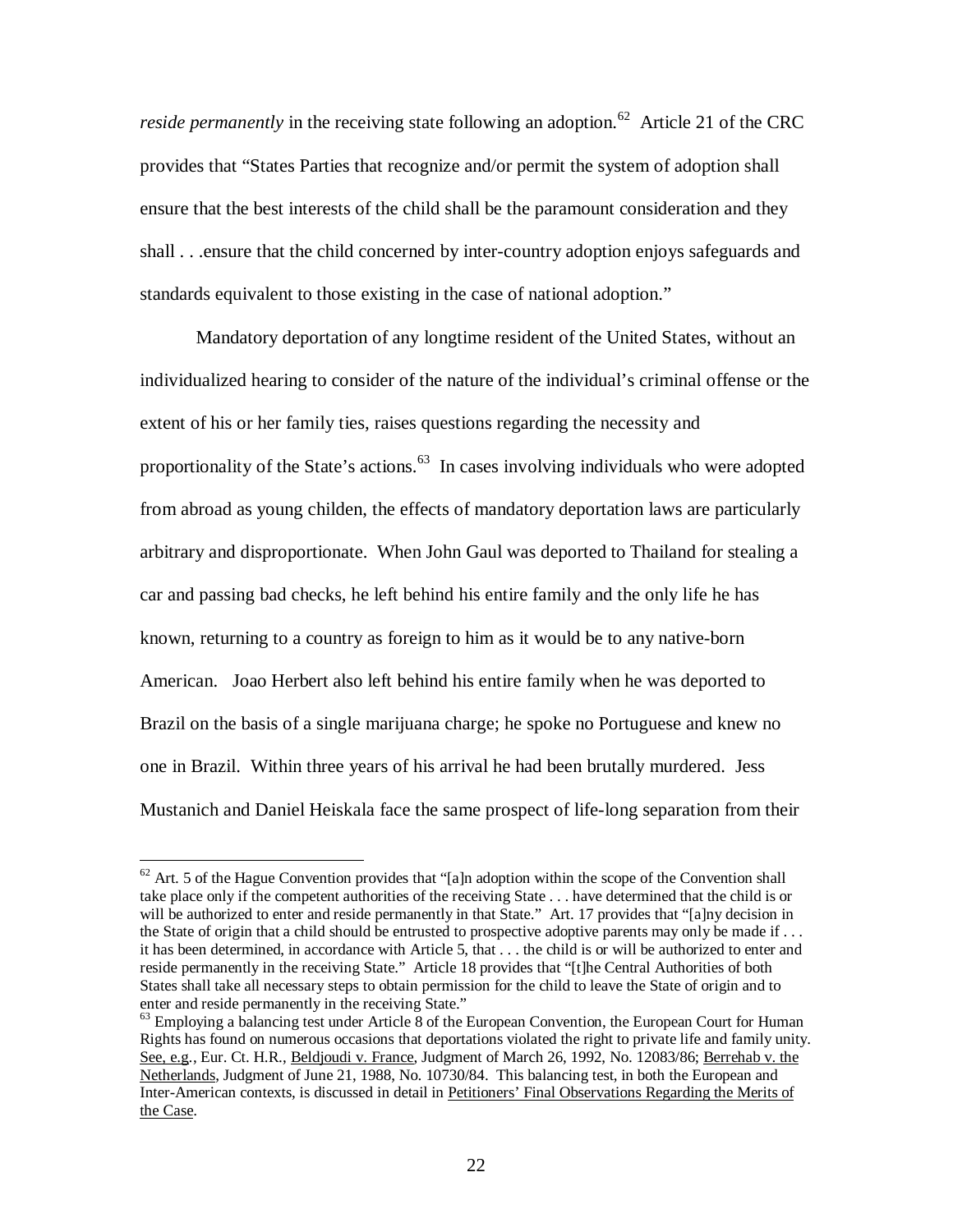*reside permanently* in the receiving state following an adoption.[62] Article 21 of the CRC provides that "States Parties that recognize and/or permit the system of adoption shall ensure that the best interests of the child shall be the paramount consideration and they shall . . .ensure that the child concerned by inter-country adoption enjoys safeguards and standards equivalent to those existing in the case of national adoption."

Mandatory deportation of any longtime resident of the United States, without an individualized hearing to consider of the nature of the individual's criminal offense or the extent of his or her family ties, raises questions regarding the necessity and proportionality of the State's actions.[63] In cases involving individuals who were adopted from abroad as young childen, the effects of mandatory deportation laws are particularly arbitrary and disproportionate. When John Gaul was deported to Thailand for stealing a car and passing bad checks, he left behind his entire family and the only life he has known, returning to a country as foreign to him as it would be to any native-born American. Joao Herbert also left behind his entire family when he was deported to Brazil on the basis of a single marijuana charge; he spoke no Portuguese and knew no one in Brazil. Within three years of his arrival he had been brutally murdered. Jess Mustanich and Daniel Heiskala face the same prospect of life-long separation from their

---

[62] Art. 5 of the Hague Convention provides that "[a]n adoption within the scope of the Convention shall take place only if the competent authorities of the receiving State . . . have determined that the child is or will be authorized to enter and reside permanently in that State." Art. 17 provides that "[a]ny decision in the State of origin that a child should be entrusted to prospective adoptive parents may only be made if . . . it has been determined, in accordance with Article 5, that . . . the child is or will be authorized to enter and reside permanently in the receiving State." Article 18 provides that "[t]he Central Authorities of both States shall take all necessary steps to obtain permission for the child to leave the State of origin and to enter and reside permanently in the receiving State."

[63] Employing a balancing test under Article 8 of the European Convention, the European Court for Human Rights has found on numerous occasions that deportations violated the right to private life and family unity. See, e.g., Eur. Ct. H.R., Beldjoudi v. France, Judgment of March 26, 1992, No. 12083/86; Berrehab v. the Netherlands, Judgment of June 21, 1988, No. 10730/84. This balancing test, in both the European and Inter-American contexts, is discussed in detail in Petitioners' Final Observations Regarding the Merits of the Case.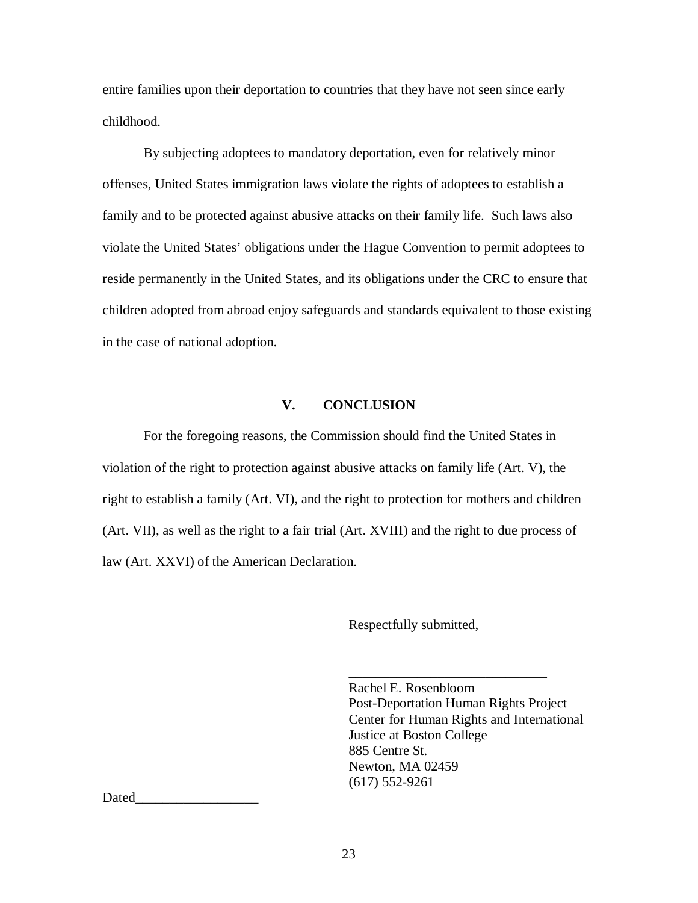entire families upon their deportation to countries that they have not seen since early childhood.

By subjecting adoptees to mandatory deportation, even for relatively minor offenses, United States immigration laws violate the rights of adoptees to establish a family and to be protected against abusive attacks on their family life. Such laws also violate the United States' obligations under the Hague Convention to permit adoptees to reside permanently in the United States, and its obligations under the CRC to ensure that children adopted from abroad enjoy safeguards and standards equivalent to those existing in the case of national adoption.

## V. CONCLUSION

For the foregoing reasons, the Commission should find the United States in violation of the right to protection against abusive attacks on family life (Art. V), the right to establish a family (Art. VI), and the right to protection for mothers and children (Art. VII), as well as the right to a fair trial (Art. XVIII) and the right to due process of law (Art. XXVI) of the American Declaration.

Respectfully submitted,

_____________________________

Rachel E. Rosenbloom
Post-Deportation Human Rights Project
Center for Human Rights and International Justice at Boston College
885 Centre St.
Newton, MA 02459
(617) 552-9261

Dated__________________